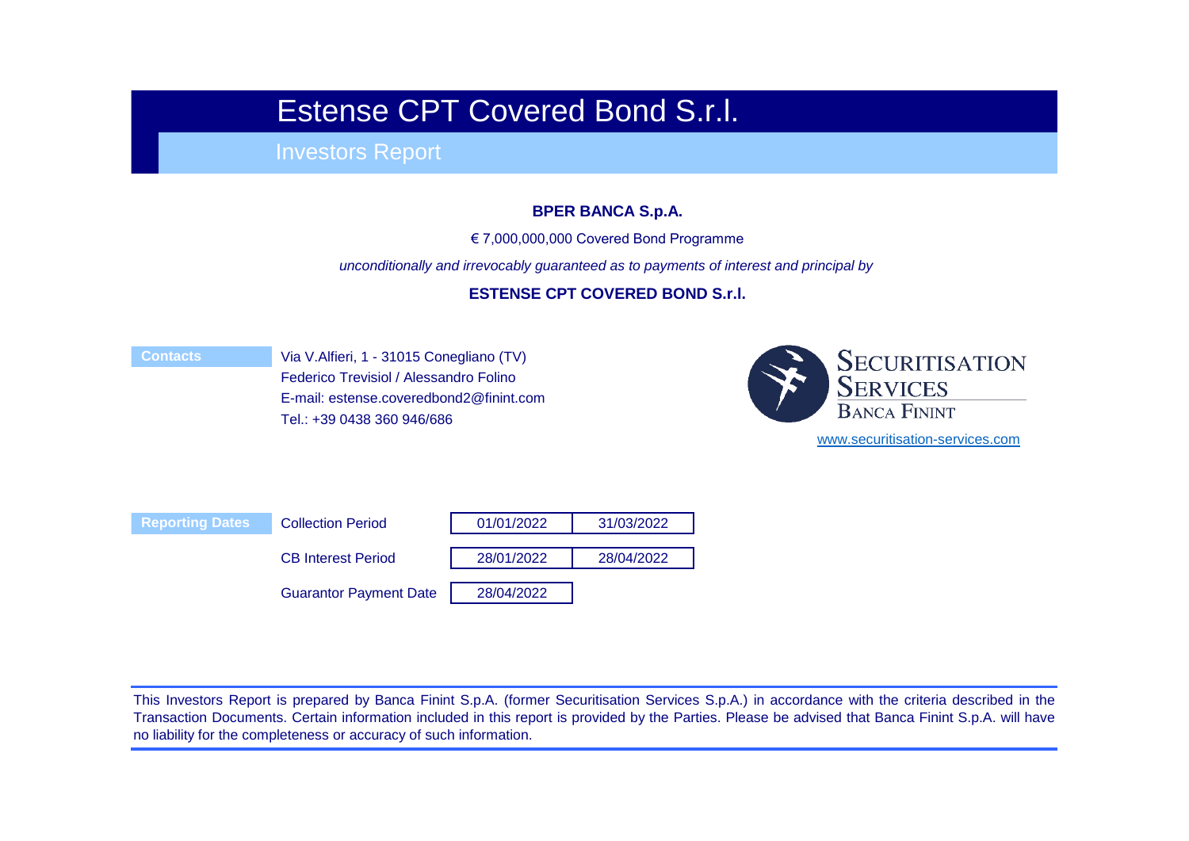# Estense CPT Covered Bond S.r.l.

## Investors Report

**BPER BANCA S.p.A.**

€ 7,000,000,000 Covered Bond Programme

*unconditionally and irrevocably guaranteed as to payments of interest and principal by*

**ESTENSE CPT COVERED BOND S.r.l.**

**Contacts**

Via V.Alfieri, 1 - 31015 Conegliano (TV)
Federico Trevisiol / Alessandro Folino
E-mail: estense.coveredbond2@finint.com
Tel.: +39 0438 360 946/686

SECURITISATION SERVICES
BANCA FININT

www.securitisation-services.com

| Reporting Dates | | | |
|---|---|---|---|
| | Collection Period | 01/01/2022 | 31/03/2022 |
| | CB Interest Period | 28/01/2022 | 28/04/2022 |
| | Guarantor Payment Date | 28/04/2022 | |

This Investors Report is prepared by Banca Finint S.p.A. (former Securitisation Services S.p.A.) in accordance with the criteria described in the Transaction Documents. Certain information included in this report is provided by the Parties. Please be advised that Banca Finint S.p.A. will have no liability for the completeness or accuracy of such information.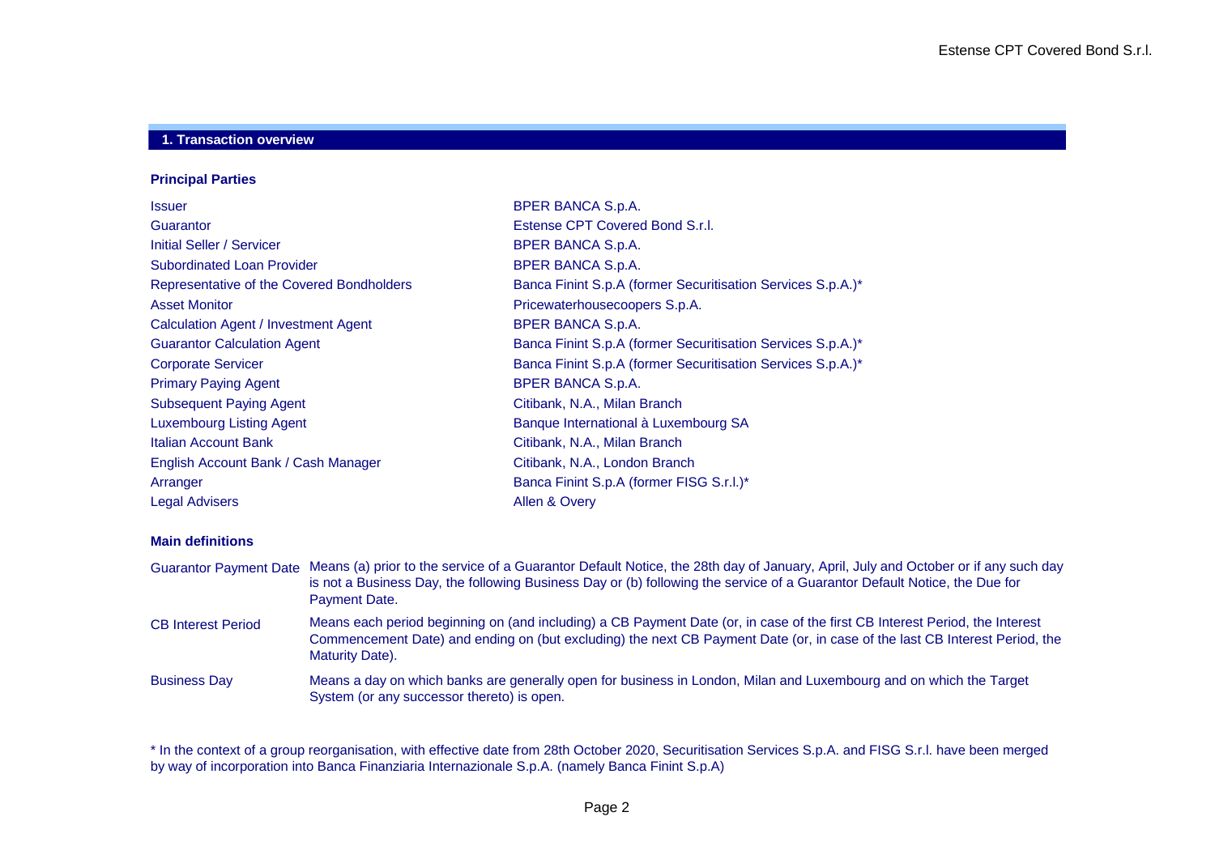## 1. Transaction overview

### Principal Parties

| | |
|---|---|
| Issuer | BPER BANCA S.p.A. |
| Guarantor | Estense CPT Covered Bond S.r.l. |
| Initial Seller / Servicer | BPER BANCA S.p.A. |
| Subordinated Loan Provider | BPER BANCA S.p.A. |
| Representative of the Covered Bondholders | Banca Finint S.p.A (former Securitisation Services S.p.A.)* |
| Asset Monitor | Pricewaterhousecoopers S.p.A. |
| Calculation Agent / Investment Agent | BPER BANCA S.p.A. |
| Guarantor Calculation Agent | Banca Finint S.p.A (former Securitisation Services S.p.A.)* |
| Corporate Servicer | Banca Finint S.p.A (former Securitisation Services S.p.A.)* |
| Primary Paying Agent | BPER BANCA S.p.A. |
| Subsequent Paying Agent | Citibank, N.A., Milan Branch |
| Luxembourg Listing Agent | Banque International à Luxembourg SA |
| Italian Account Bank | Citibank, N.A., Milan Branch |
| English Account Bank / Cash Manager | Citibank, N.A., London Branch |
| Arranger | Banca Finint S.p.A (former FISG S.r.l.)* |
| Legal Advisers | Allen & Overy |

### Main definitions

| | |
|---|---|
| Guarantor Payment Date | Means (a) prior to the service of a Guarantor Default Notice, the 28th day of January, April, July and October or if any such day is not a Business Day, the following Business Day or (b) following the service of a Guarantor Default Notice, the Due for Payment Date. |
| CB Interest Period | Means each period beginning on (and including) a CB Payment Date (or, in case of the first CB Interest Period, the Interest Commencement Date) and ending on (but excluding) the next CB Payment Date (or, in case of the last CB Interest Period, the Maturity Date). |
| Business Day | Means a day on which banks are generally open for business in London, Milan and Luxembourg and on which the Target System (or any successor thereto) is open. |

* In the context of a group reorganisation, with effective date from 28th October 2020, Securitisation Services S.p.A. and FISG S.r.l. have been merged by way of incorporation into Banca Finanziaria Internazionale S.p.A. (namely Banca Finint S.p.A)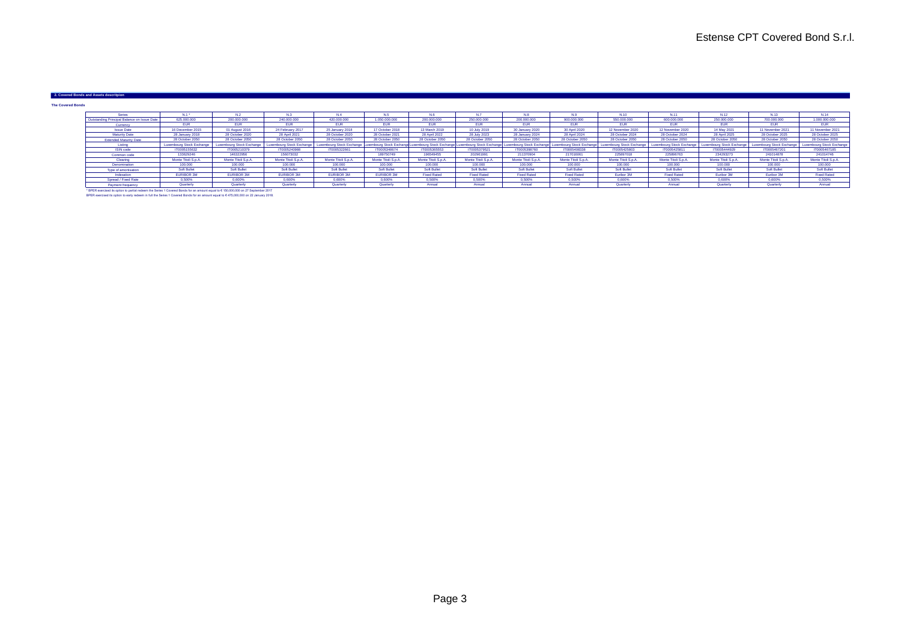## 2. Covered Bonds and Assets description

### The Covered Bonds

| Series | N.1 * | N.2 | N.3 | N.4 | N.5 | N.6 | N.7 | N.8 | N.9 | N.10 | N.11 | N.12 | N.13 | N.14 |
|---|---|---|---|---|---|---|---|---|---|---|---|---|---|---|
| Outstanding Principal Balance on Issue Date | 625.000.000 | 200.000.000 | 240.000.000 | 420.000.000 | 1.050.000.000 | 200.000.000 | 250.000.000 | 200.000.000 | 900.000.000 | 550.000.000 | 600.000.000 | 250.000.000 | 700.000.000 | 1.000.000.000 |
| Currency | EUR | EUR | EUR | EUR | EUR | EUR | EUR | EUR | EUR | EUR | EUR | EUR | EUR | EUR |
| Issue Date | 16 December 2015 | 01 August 2016 | 24 February 2017 | 25 January 2018 | 17 October 2018 | 13 March 2019 | 10 July 2019 | 30 January 2020 | 30 April 2020 | 12 November 2020 | 12 November 2020 | 14 May 2021 | 11 November 2021 | 11 November 2021 |
| Maturity Date | 28 January 2018 | 28 October 2020 | 28 April 2021 | 28 October 2020 | 28 October 2021 | 28 April 2022 | 28 July 2023 | 28 January 2024 | 28 April 2024 | 28 October 2024 | 28 October 2024 | 28 April 2025 | 28 October 2025 | 28 October 2025 |
| Extended Maturity Date | 28 October 2050 | 28 October 2050 | 28 October 2050 | 28 October 2050 | 28 October 2050 | 28 October 2050 | 28 October 2050 | 28 October 2050 | 28 October 2050 | 28 October 2050 | 28 October 2050 | 28 October 2050 | 28 October 2050 | 28 October 2050 |
| Listing | Luxembourg Stock Exchange | Luxembourg Stock Exchange | Luxembourg Stock Exchange | Luxembourg Stock Exchange | Luxembourg Stock Exchange | Luxembourg Stock Exchange | Luxembourg Stock Exchange | Luxembourg Stock Exchange | Luxembourg Stock Exchange | Luxembourg Stock Exchange | Luxembourg Stock Exchange | Luxembourg Stock Exchange | Luxembourg Stock Exchange | Luxembourg Stock Exchange |
| ISIN code | IT0005155632 | IT0005210379 | IT0005240988 | IT0005322661 | IT0005348674 | IT0005365553 | IT0005379521 | IT0005398760 | IT0005408338 | IT0005425803 | IT0005425811 | IT0005444929 | IT0005467201 | IT0005467185 |
| Common code | 133629246 | 146322956 | 156073032 | | 189750749 | 196549455 | 202961991 | 211370904 | 217036061 | 225897018 | 225896763 | 234293273 | 241014878 | 241014746 |
| Clearing | Monte Titoli S.p.A. | Monte Titoli S.p.A. | Monte Titoli S.p.A. | Monte Titoli S.p.A. | Monte Titoli S.p.A. | Monte Titoli S.p.A. | Monte Titoli S.p.A. | Monte Titoli S.p.A. | Monte Titoli S.p.A. | Monte Titoli S.p.A. | Monte Titoli S.p.A. | Monte Titoli S.p.A. | Monte Titoli S.p.A. | Monte Titoli S.p.A. |
| Denomination | 100.000 | 100.000 | 100.000 | 100.000 | 100.000 | 100.000 | 100.000 | 100.000 | 100.000 | 100.000 | 100.000 | 100.000 | 100.000 | 100.000 |
| Type of amortisation | Soft Bullet | Soft Bullet | Soft Bullet | Soft Bullet | Soft Bullet | Soft Bullet | Soft Bullet | Soft Bullet | Soft Bullet | Soft Bullet | Soft Bullet | Soft Bullet | Soft Bullet | Soft Bullet |
| Indexation | EURIBOR 3M | EURIBOR 3M | EURIBOR 3M | EURIBOR 3M | EURIBOR 3M | Fixed Rated | Fixed Rated | Fixed Rated | Fixed Rated | Euribor 3M | Fixed Rated | Euribor 3M | Euribor 3M | Fixed Rated |
| Spread / Fixed Rate | 0,500% | 0,600% | 0,600% | 0,600% | 0,600% | 0,500% | 0,500% | 0,500% | 0,500% | 0,600% | 0,500% | 0,600% | 0,600% | 0,500% |
| Payment frequency | Quarterly | Quarterly | Quarterly | Quarterly | Quarterly | Annual | Annual | Annual | Annual | Quarterly | Annual | Quarterly | Quarterly | Annual |

* BPER exercised its option to partial redeem the Series 1 Covered Bonds for an amount equal to € 150,000,000 on 27 September 2017.

BPER exercised its option to early redeem in full the Series 1 Covered Bonds for an amount equal to € 475,000,000 on 22 January 2018.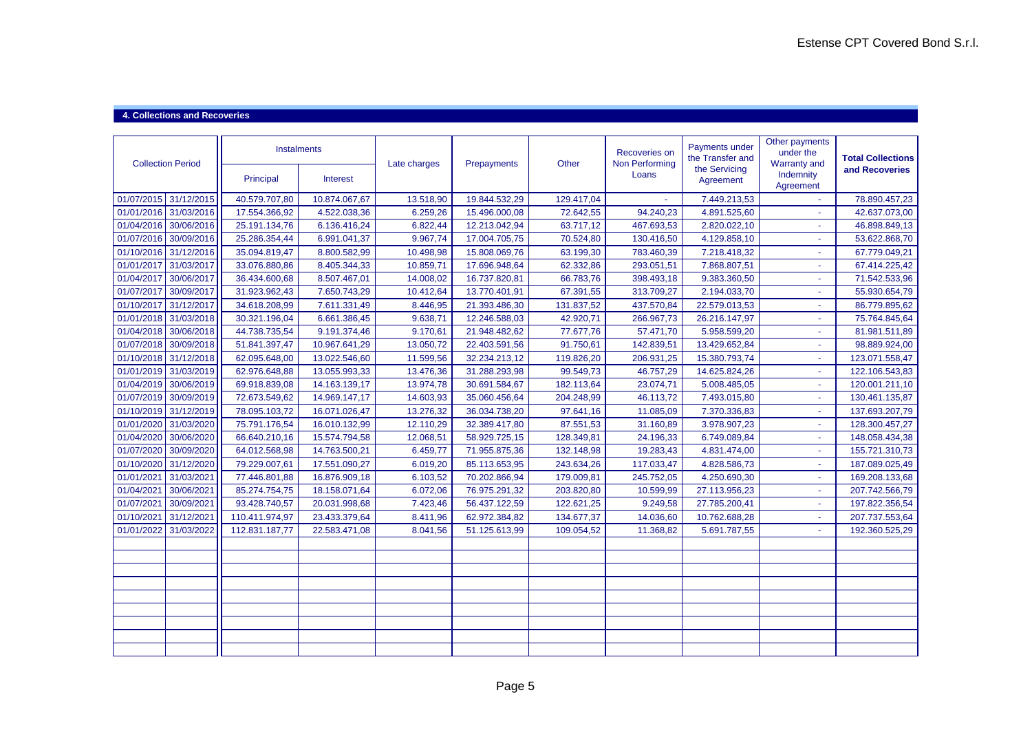## 4. Collections and Recoveries

| Collection Period | | Instalments | | Late charges | Prepayments | Other | Recoveries on Non Performing Loans | Payments under the Transfer and the Servicing Agreement | Other payments under the Warranty and Indemnity Agreement | Total Collections and Recoveries |
|---|---|---|---|---|---|---|---|---|---|---|
| | | Principal | Interest | | | | | | | |
| 01/07/2015 | 31/12/2015 | 40.579.707,80 | 10.874.067,67 | 13.518,90 | 19.844.532,29 | 129.417,04 | - | 7.449.213,53 | - | 78.890.457,23 |
| 01/01/2016 | 31/03/2016 | 17.554.366,92 | 4.522.038,36 | 6.259,26 | 15.496.000,08 | 72.642,55 | 94.240,23 | 4.891.525,60 | - | 42.637.073,00 |
| 01/04/2016 | 30/06/2016 | 25.191.134,76 | 6.136.416,24 | 6.822,44 | 12.213.042,94 | 63.717,12 | 467.693,53 | 2.820.022,10 | - | 46.898.849,13 |
| 01/07/2016 | 30/09/2016 | 25.286.354,44 | 6.991.041,37 | 9.967,74 | 17.004.705,75 | 70.524,80 | 130.416,50 | 4.129.858,10 | - | 53.622.868,70 |
| 01/10/2016 | 31/12/2016 | 35.094.819,47 | 8.800.582,99 | 10.498,98 | 15.808.069,76 | 63.199,30 | 783.460,39 | 7.218.418,32 | - | 67.779.049,21 |
| 01/01/2017 | 31/03/2017 | 33.076.880,86 | 8.405.344,33 | 10.859,71 | 17.696.948,64 | 62.332,86 | 293.051,51 | 7.868.807,51 | - | 67.414.225,42 |
| 01/04/2017 | 30/06/2017 | 36.434.600,68 | 8.507.467,01 | 14.008,02 | 16.737.820,81 | 66.783,76 | 398.493,18 | 9.383.360,50 | - | 71.542.533,96 |
| 01/07/2017 | 30/09/2017 | 31.923.962,43 | 7.650.743,29 | 10.412,64 | 13.770.401,91 | 67.391,55 | 313.709,27 | 2.194.033,70 | - | 55.930.654,79 |
| 01/10/2017 | 31/12/2017 | 34.618.208,99 | 7.611.331,49 | 8.446,95 | 21.393.486,30 | 131.837,52 | 437.570,84 | 22.579.013,53 | - | 86.779.895,62 |
| 01/01/2018 | 31/03/2018 | 30.321.196,04 | 6.661.386,45 | 9.638,71 | 12.246.588,03 | 42.920,71 | 266.967,73 | 26.216.147,97 | - | 75.764.845,64 |
| 01/04/2018 | 30/06/2018 | 44.738.735,54 | 9.191.374,46 | 9.170,61 | 21.948.482,62 | 77.677,76 | 57.471,70 | 5.958.599,20 | - | 81.981.511,89 |
| 01/07/2018 | 30/09/2018 | 51.841.397,47 | 10.967.641,29 | 13.050,72 | 22.403.591,56 | 91.750,61 | 142.839,51 | 13.429.652,84 | - | 98.889.924,00 |
| 01/10/2018 | 31/12/2018 | 62.095.648,00 | 13.022.546,60 | 11.599,56 | 32.234.213,12 | 119.826,20 | 206.931,25 | 15.380.793,74 | - | 123.071.558,47 |
| 01/01/2019 | 31/03/2019 | 62.976.648,88 | 13.055.993,33 | 13.476,36 | 31.288.293,98 | 99.549,73 | 46.757,29 | 14.625.824,26 | - | 122.106.543,83 |
| 01/04/2019 | 30/06/2019 | 69.918.839,08 | 14.163.139,17 | 13.974,78 | 30.691.584,67 | 182.113,64 | 23.074,71 | 5.008.485,05 | - | 120.001.211,10 |
| 01/07/2019 | 30/09/2019 | 72.673.549,62 | 14.969.147,17 | 14.603,93 | 35.060.456,64 | 204.248,99 | 46.113,72 | 7.493.015,80 | - | 130.461.135,87 |
| 01/10/2019 | 31/12/2019 | 78.095.103,72 | 16.071.026,47 | 13.276,32 | 36.034.738,20 | 97.641,16 | 11.085,09 | 7.370.336,83 | - | 137.693.207,79 |
| 01/01/2020 | 31/03/2020 | 75.791.176,54 | 16.010.132,99 | 12.110,29 | 32.389.417,80 | 87.551,53 | 31.160,89 | 3.978.907,23 | - | 128.300.457,27 |
| 01/04/2020 | 30/06/2020 | 66.640.210,16 | 15.574.794,58 | 12.068,51 | 58.929.725,15 | 128.349,81 | 24.196,33 | 6.749.089,84 | - | 148.058.434,38 |
| 01/07/2020 | 30/09/2020 | 64.012.568,98 | 14.763.500,21 | 6.459,77 | 71.955.875,36 | 132.148,98 | 19.283,43 | 4.831.474,00 | - | 155.721.310,73 |
| 01/10/2020 | 31/12/2020 | 79.229.007,61 | 17.551.090,27 | 6.019,20 | 85.113.653,95 | 243.634,26 | 117.033,47 | 4.828.586,73 | - | 187.089.025,49 |
| 01/01/2021 | 31/03/2021 | 77.446.801,88 | 16.876.909,18 | 6.103,52 | 70.202.866,94 | 179.009,81 | 245.752,05 | 4.250.690,30 | - | 169.208.133,68 |
| 01/04/2021 | 30/06/2021 | 85.274.754,75 | 18.158.071,64 | 6.072,06 | 76.975.291,32 | 203.820,80 | 10.599,99 | 27.113.956,23 | - | 207.742.566,79 |
| 01/07/2021 | 30/09/2021 | 93.428.740,57 | 20.031.998,68 | 7.423,46 | 56.437.122,59 | 122.621,25 | 9.249,58 | 27.785.200,41 | - | 197.822.356,54 |
| 01/10/2021 | 31/12/2021 | 110.411.974,97 | 23.433.379,64 | 8.411,96 | 62.972.384,82 | 134.677,37 | 14.036,60 | 10.762.688,28 | - | 207.737.553,64 |
| 01/01/2022 | 31/03/2022 | 112.831.187,77 | 22.583.471,08 | 8.041,56 | 51.125.613,99 | 109.054,52 | 11.368,82 | 5.691.787,55 | - | 192.360.525,29 |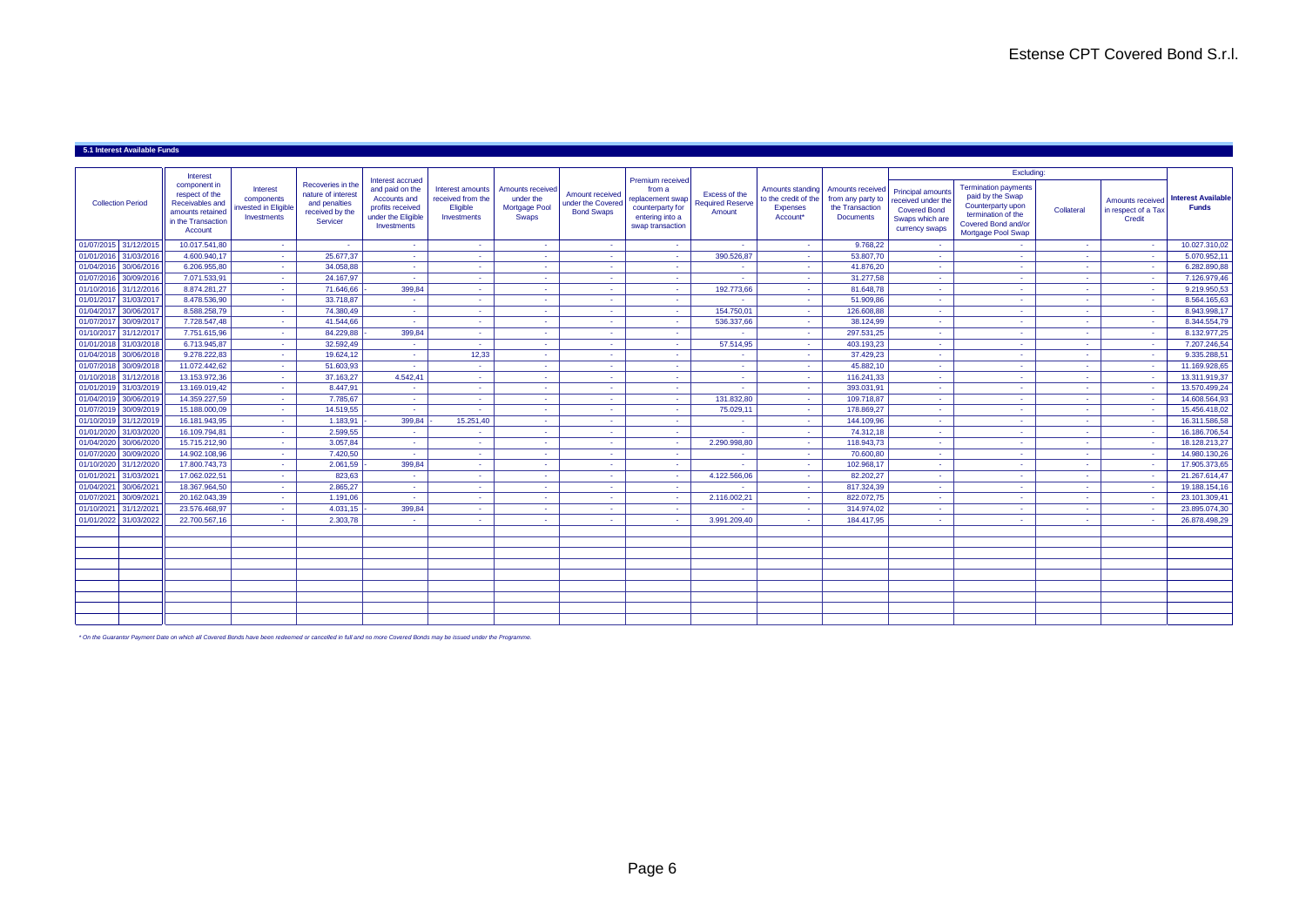**5.1 Interest Available Funds**

| Collection Period | | Interest component in respect of the Receivables and amounts retained in the Transaction Account | Interest components invested in Eligible Investments | Recoveries in the nature of interest and penalties received by the Servicer | Interest accrued and paid on the Accounts and profits received under the Eligible Investments | Interest amounts received from the Eligible Investments | Amounts received under the Mortgage Pool Swaps | Amount received under the Covered Bond Swaps | Premium received from a replacement swap counterparty for entering into a swap transaction | Excess of the Required Reserve Amount | Amounts standing to the credit of the Expenses Account* | Amounts received from any party to the Transaction Documents | Excluding: | | | | Interest Available Funds |
|---|---|---|---|---|---|---|---|---|---|---|---|---|---|---|---|---|---|
| | | | | | | | | | | | | | Principal amounts received under the Covered Bond Swaps which are currency swaps | Termination payments paid by the Swap Counterparty upon termination of the Covered Bond and/or Mortgage Pool Swap | Collateral | Amounts received in respect of a Tax Credit | |
| 01/07/2015 | 31/12/2015 | 10.017.541,80 | - | - | - | - | - | - | - | - | - | 9.768,22 | - | - | - | - | 10.027.310,02 |
| 01/01/2016 | 31/03/2016 | 4.600.940,17 | - | 25.677,37 | - | - | - | - | - | 390.526,87 | - | 53.807,70 | - | - | - | - | 5.070.952,11 |
| 01/04/2016 | 30/06/2016 | 6.206.955,80 | - | 34.058,88 | - | - | - | - | - | - | - | 41.876,20 | - | - | - | - | 6.282.890,88 |
| 01/07/2016 | 30/09/2016 | 7.071.533,91 | - | 24.167,97 | - | - | - | - | - | - | - | 31.277,58 | - | - | - | - | 7.126.979,46 |
| 01/10/2016 | 31/12/2016 | 8.874.281,27 | - | 71.646,66 | -399,84 | - | - | - | - | 192.773,66 | - | 81.648,78 | - | - | - | - | 9.219.950,53 |
| 01/01/2017 | 31/03/2017 | 8.478.536,90 | - | 33.718,87 | - | - | - | - | - | - | - | 51.909,86 | - | - | - | - | 8.564.165,63 |
| 01/04/2017 | 30/06/2017 | 8.588.258,79 | - | 74.380,49 | - | - | - | - | - | 154.750,01 | - | 126.608,88 | - | - | - | - | 8.943.998,17 |
| 01/07/2017 | 30/09/2017 | 7.728.547,48 | - | 41.544,66 | - | - | - | - | - | 536.337,66 | - | 38.124,99 | - | - | - | - | 8.344.554,79 |
| 01/10/2017 | 31/12/2017 | 7.751.615,96 | - | 84.229,88 | -399,84 | - | - | - | - | - | - | 297.531,25 | - | - | - | - | 8.132.977,25 |
| 01/01/2018 | 31/03/2018 | 6.713.945,87 | - | 32.592,49 | - | - | - | - | - | 57.514,95 | - | 403.193,23 | - | - | - | - | 7.207.246,54 |
| 01/04/2018 | 30/06/2018 | 9.278.222,83 | - | 19.624,12 | - | 12,33 | - | - | - | - | - | 37.429,23 | - | - | - | - | 9.335.288,51 |
| 01/07/2018 | 30/09/2018 | 11.072.442,62 | - | 51.603,93 | - | - | - | - | - | - | - | 45.882,10 | - | - | - | - | 11.169.928,65 |
| 01/10/2018 | 31/12/2018 | 13.153.972,36 | - | 37.163,27 | 4.542,41 | - | - | - | - | - | - | 116.241,33 | - | - | - | - | 13.311.919,37 |
| 01/01/2019 | 31/03/2019 | 13.169.019,42 | - | 8.447,91 | - | - | - | - | - | - | - | 393.031,91 | - | - | - | - | 13.570.499,24 |
| 01/04/2019 | 30/06/2019 | 14.359.227,59 | - | 7.785,67 | - | - | - | - | - | 131.832,80 | - | 109.718,87 | - | - | - | - | 14.608.564,93 |
| 01/07/2019 | 30/09/2019 | 15.188.000,09 | - | 14.519,55 | - | - | - | - | - | 75.029,11 | - | 178.869,27 | - | - | - | - | 15.456.418,02 |
| 01/10/2019 | 31/12/2019 | 16.181.943,95 | - | 1.183,91 | -399,84 | -15.251,40 | - | - | - | - | - | 144.109,96 | - | - | - | - | 16.311.586,58 |
| 01/01/2020 | 31/03/2020 | 16.109.794,81 | - | 2.599,55 | - | - | - | - | - | - | - | 74.312,18 | - | - | - | - | 16.186.706,54 |
| 01/04/2020 | 30/06/2020 | 15.715.212,90 | - | 3.057,84 | - | - | - | - | - | 2.290.998,80 | - | 118.943,73 | - | - | - | - | 18.128.213,27 |
| 01/07/2020 | 30/09/2020 | 14.902.108,96 | - | 7.420,50 | - | - | - | - | - | - | - | 70.600,80 | - | - | - | - | 14.980.130,26 |
| 01/10/2020 | 31/12/2020 | 17.800.743,73 | - | 2.061,59 | -399,84 | - | - | - | - | - | - | 102.968,17 | - | - | - | - | 17.905.373,65 |
| 01/01/2021 | 31/03/2021 | 17.062.022,51 | - | 823,63 | - | - | - | - | - | 4.122.566,06 | - | 82.202,27 | - | - | - | - | 21.267.614,47 |
| 01/04/2021 | 30/06/2021 | 18.367.964,50 | - | 2.865,27 | - | - | - | - | - | - | - | 817.324,39 | - | - | - | - | 19.188.154,16 |
| 01/07/2021 | 30/09/2021 | 20.162.043,39 | - | 1.191,06 | - | - | - | - | - | 2.116.002,21 | - | 822.072,75 | - | - | - | - | 23.101.309,41 |
| 01/10/2021 | 31/12/2021 | 23.576.468,97 | - | 4.031,15 | -399,84 | - | - | - | - | - | - | 314.974,02 | - | - | - | - | 23.895.074,30 |
| 01/01/2022 | 31/03/2022 | 22.700.567,16 | - | 2.303,78 | - | - | - | - | - | 3.991.209,40 | - | 184.417,95 | - | - | - | - | 26.878.498,29 |

*\* On the Guarantor Payment Date on which all Covered Bonds have been redeemed or cancelled in full and no more Covered Bonds may be issued under the Programme.*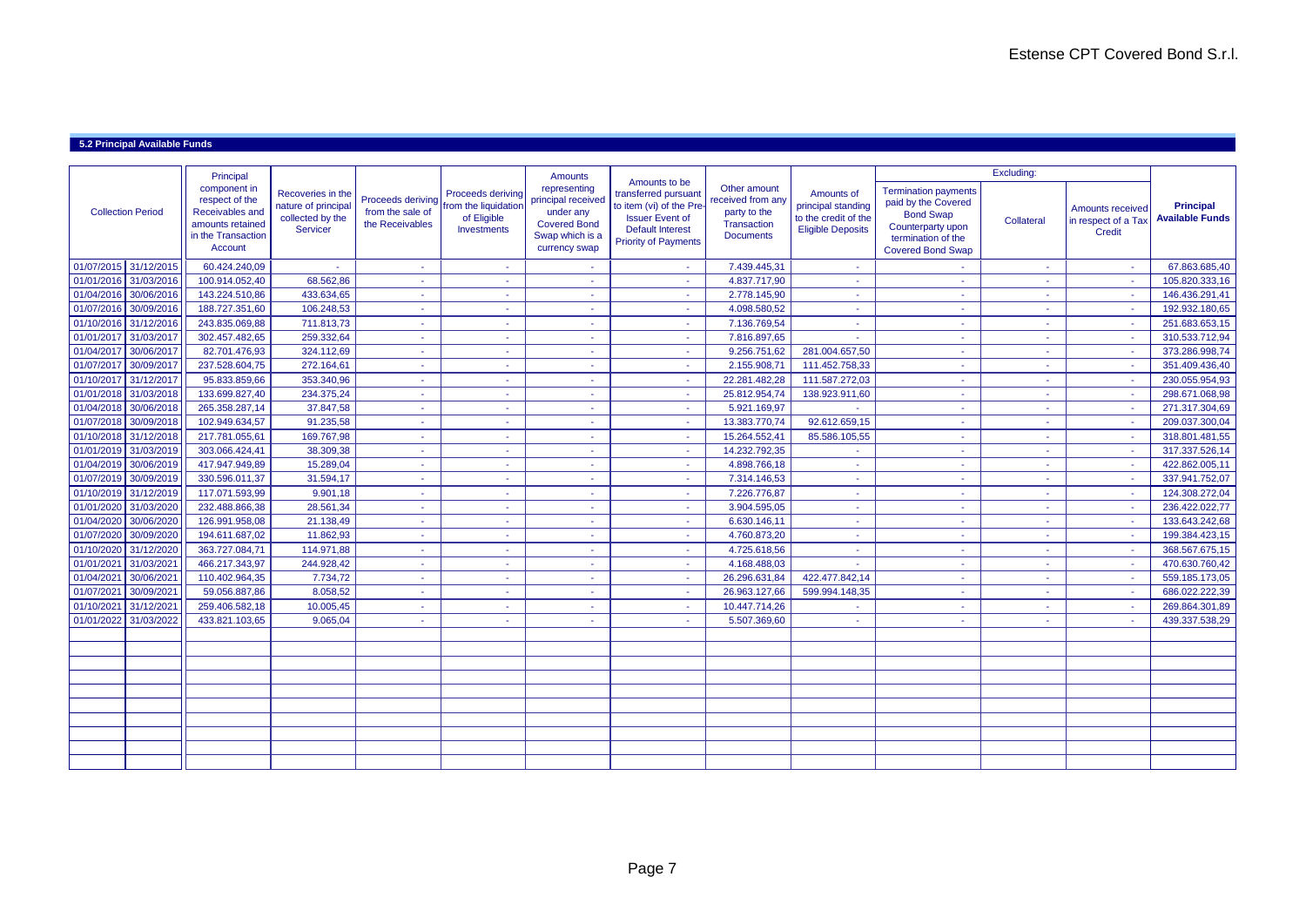## 5.2 Principal Available Funds

| Collection Period | | Principal component in respect of the Receivables and amounts retained in the Transaction Account | Recoveries in the nature of principal collected by the Servicer | Proceeds deriving from the sale of the Receivables | Proceeds deriving from the liquidation of Eligible Investments | Amounts representing principal received under any Covered Bond Swap which is a currency swap | Amounts to be transferred pursuant to item (vi) of the Pre-Issuer Event of Default Interest Priority of Payments | Other amount received from any party to the Transaction Documents | Amounts of principal standing to the credit of the Eligible Deposits | Excluding: Termination payments paid by the Covered Bond Swap Counterparty upon termination of the Covered Bond Swap | Excluding: Collateral | Excluding: Amounts received in respect of a Tax Credit | Principal Available Funds |
|---|---|---|---|---|---|---|---|---|---|---|---|---|---|
| 01/07/2015 | 31/12/2015 | 60.424.240,09 | - | - | - | - | - | 7.439.445,31 | - | - | - | - | 67.863.685,40 |
| 01/01/2016 | 31/03/2016 | 100.914.052,40 | 68.562,86 | - | - | - | - | 4.837.717,90 | - | - | - | - | 105.820.333,16 |
| 01/04/2016 | 30/06/2016 | 143.224.510,86 | 433.634,65 | - | - | - | - | 2.778.145,90 | - | - | - | - | 146.436.291,41 |
| 01/07/2016 | 30/09/2016 | 188.727.351,60 | 106.248,53 | - | - | - | - | 4.098.580,52 | - | - | - | - | 192.932.180,65 |
| 01/10/2016 | 31/12/2016 | 243.835.069,88 | 711.813,73 | - | - | - | - | 7.136.769,54 | - | - | - | - | 251.683.653,15 |
| 01/01/2017 | 31/03/2017 | 302.457.482,65 | 259.332,64 | - | - | - | - | 7.816.897,65 | - | - | - | - | 310.533.712,94 |
| 01/04/2017 | 30/06/2017 | 82.701.476,93 | 324.112,69 | - | - | - | - | 9.256.751,62 | 281.004.657,50 | - | - | - | 373.286.998,74 |
| 01/07/2017 | 30/09/2017 | 237.528.604,75 | 272.164,61 | - | - | - | - | 2.155.908,71 | 111.452.758,33 | - | - | - | 351.409.436,40 |
| 01/10/2017 | 31/12/2017 | 95.833.859,66 | 353.340,96 | - | - | - | - | 22.281.482,28 | 111.587.272,03 | - | - | - | 230.055.954,93 |
| 01/01/2018 | 31/03/2018 | 133.699.827,40 | 234.375,24 | - | - | - | - | 25.812.954,74 | 138.923.911,60 | - | - | - | 298.671.068,98 |
| 01/04/2018 | 30/06/2018 | 265.358.287,14 | 37.847,58 | - | - | - | - | 5.921.169,97 | - | - | - | - | 271.317.304,69 |
| 01/07/2018 | 30/09/2018 | 102.949.634,57 | 91.235,58 | - | - | - | - | 13.383.770,74 | 92.612.659,15 | - | - | - | 209.037.300,04 |
| 01/10/2018 | 31/12/2018 | 217.781.055,61 | 169.767,98 | - | - | - | - | 15.264.552,41 | 85.586.105,55 | - | - | - | 318.801.481,55 |
| 01/01/2019 | 31/03/2019 | 303.066.424,41 | 38.309,38 | - | - | - | - | 14.232.792,35 | - | - | - | - | 317.337.526,14 |
| 01/04/2019 | 30/06/2019 | 417.947.949,89 | 15.289,04 | - | - | - | - | 4.898.766,18 | - | - | - | - | 422.862.005,11 |
| 01/07/2019 | 30/09/2019 | 330.596.011,37 | 31.594,17 | - | - | - | - | 7.314.146,53 | - | - | - | - | 337.941.752,07 |
| 01/10/2019 | 31/12/2019 | 117.071.593,99 | 9.901,18 | - | - | - | - | 7.226.776,87 | - | - | - | - | 124.308.272,04 |
| 01/01/2020 | 31/03/2020 | 232.488.866,38 | 28.561,34 | - | - | - | - | 3.904.595,05 | - | - | - | - | 236.422.022,77 |
| 01/04/2020 | 30/06/2020 | 126.991.958,08 | 21.138,49 | - | - | - | - | 6.630.146,11 | - | - | - | - | 133.643.242,68 |
| 01/07/2020 | 30/09/2020 | 194.611.687,02 | 11.862,93 | - | - | - | - | 4.760.873,20 | - | - | - | - | 199.384.423,15 |
| 01/10/2020 | 31/12/2020 | 363.727.084,71 | 114.971,88 | - | - | - | - | 4.725.618,56 | - | - | - | - | 368.567.675,15 |
| 01/01/2021 | 31/03/2021 | 466.217.343,97 | 244.928,42 | - | - | - | - | 4.168.488,03 | - | - | - | - | 470.630.760,42 |
| 01/04/2021 | 30/06/2021 | 110.402.964,35 | 7.734,72 | - | - | - | - | 26.296.631,84 | 422.477.842,14 | - | - | - | 559.185.173,05 |
| 01/07/2021 | 30/09/2021 | 59.056.887,86 | 8.058,52 | - | - | - | - | 26.963.127,66 | 599.994.148,35 | - | - | - | 686.022.222,39 |
| 01/10/2021 | 31/12/2021 | 259.406.582,18 | 10.005,45 | - | - | - | - | 10.447.714,26 | - | - | - | - | 269.864.301,89 |
| 01/01/2022 | 31/03/2022 | 433.821.103,65 | 9.065,04 | - | - | - | - | 5.507.369,60 | - | - | - | - | 439.337.538,29 |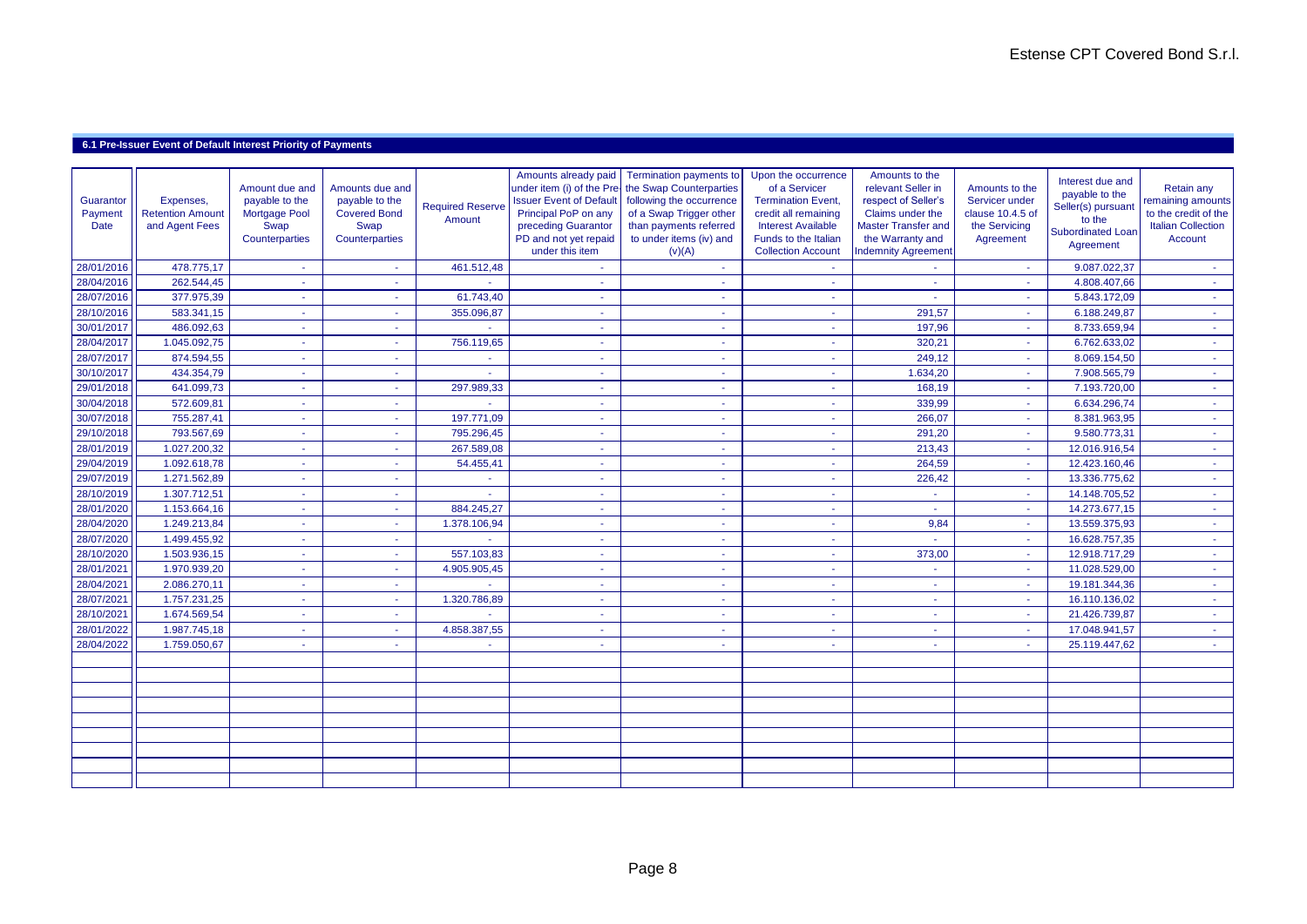## 6.1 Pre-Issuer Event of Default Interest Priority of Payments

| Guarantor Payment Date | Expenses, Retention Amount and Agent Fees | Amount due and payable to the Mortgage Pool Swap Counterparties | Amounts due and payable to the Covered Bond Swap Counterparties | Required Reserve Amount | Amounts already paid under item (i) of the Pre-Issuer Event of Default Principal PoP on any preceding Guarantor PD and not yet repaid under this item | Termination payments to the Swap Counterparties following the occurrence of a Swap Trigger other than payments referred to under items (iv) and (v)(A) | Upon the occurrence of a Servicer Termination Event, credit all remaining Interest Available Funds to the Italian Collection Account | Amounts to the relevant Seller in respect of Seller's Claims under the Master Transfer and the Warranty and Indemnity Agreement | Amounts to the Servicer under clause 10.4.5 of the Servicing Agreement | Interest due and payable to the Seller(s) pursuant to the Subordinated Loan Agreement | Retain any remaining amounts to the credit of the Italian Collection Account |
|---|---|---|---|---|---|---|---|---|---|---|---|
| 28/01/2016 | 478.775,17 | - | - | 461.512,48 | - | - | - | - | - | 9.087.022,37 | - |
| 28/04/2016 | 262.544,45 | - | - | - | - | - | - | - | - | 4.808.407,66 | - |
| 28/07/2016 | 377.975,39 | - | - | 61.743,40 | - | - | - | - | - | 5.843.172,09 | - |
| 28/10/2016 | 583.341,15 | - | - | 355.096,87 | - | - | - | 291,57 | - | 6.188.249,87 | - |
| 30/01/2017 | 486.092,63 | - | - | - | - | - | - | 197,96 | - | 8.733.659,94 | - |
| 28/04/2017 | 1.045.092,75 | - | - | 756.119,65 | - | - | - | 320,21 | - | 6.762.633,02 | - |
| 28/07/2017 | 874.594,55 | - | - | - | - | - | - | 249,12 | - | 8.069.154,50 | - |
| 30/10/2017 | 434.354,79 | - | - | - | - | - | - | 1.634,20 | - | 7.908.565,79 | - |
| 29/01/2018 | 641.099,73 | - | - | 297.989,33 | - | - | - | 168,19 | - | 7.193.720,00 | - |
| 30/04/2018 | 572.609,81 | - | - | - | - | - | - | 339,99 | - | 6.634.296,74 | - |
| 30/07/2018 | 755.287,41 | - | - | 197.771,09 | - | - | - | 266,07 | - | 8.381.963,95 | - |
| 29/10/2018 | 793.567,69 | - | - | 795.296,45 | - | - | - | 291,20 | - | 9.580.773,31 | - |
| 28/01/2019 | 1.027.200,32 | - | - | 267.589,08 | - | - | - | 213,43 | - | 12.016.916,54 | - |
| 29/04/2019 | 1.092.618,78 | - | - | 54.455,41 | - | - | - | 264,59 | - | 12.423.160,46 | - |
| 29/07/2019 | 1.271.562,89 | - | - | - | - | - | - | 226,42 | - | 13.336.775,62 | - |
| 28/10/2019 | 1.307.712,51 | - | - | - | - | - | - | - | - | 14.148.705,52 | - |
| 28/01/2020 | 1.153.664,16 | - | - | 884.245,27 | - | - | - | - | - | 14.273.677,15 | - |
| 28/04/2020 | 1.249.213,84 | - | - | 1.378.106,94 | - | - | - | 9,84 | - | 13.559.375,93 | - |
| 28/07/2020 | 1.499.455,92 | - | - | - | - | - | - | - | - | 16.628.757,35 | - |
| 28/10/2020 | 1.503.936,15 | - | - | 557.103,83 | - | - | - | 373,00 | - | 12.918.717,29 | - |
| 28/01/2021 | 1.970.939,20 | - | - | 4.905.905,45 | - | - | - | - | - | 11.028.529,00 | - |
| 28/04/2021 | 2.086.270,11 | - | - | - | - | - | - | - | - | 19.181.344,36 | - |
| 28/07/2021 | 1.757.231,25 | - | - | 1.320.786,89 | - | - | - | - | - | 16.110.136,02 | - |
| 28/10/2021 | 1.674.569,54 | - | - | - | - | - | - | - | - | 21.426.739,87 | - |
| 28/01/2022 | 1.987.745,18 | - | - | 4.858.387,55 | - | - | - | - | - | 17.048.941,57 | - |
| 28/04/2022 | 1.759.050,67 | - | - | - | - | - | - | - | - | 25.119.447,62 | - |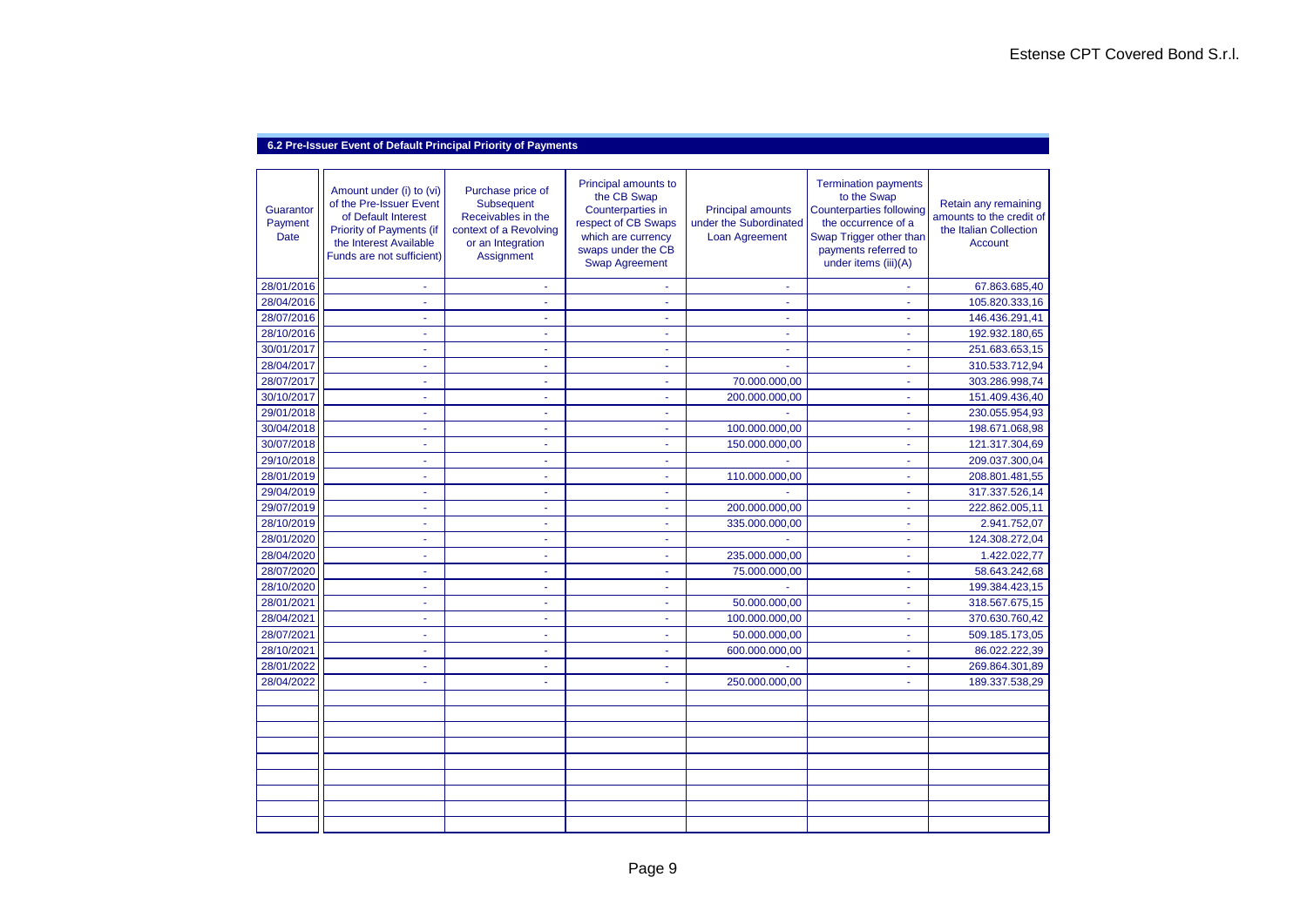## 6.2 Pre-Issuer Event of Default Principal Priority of Payments

| Guarantor Payment Date | Amount under (i) to (vi) of the Pre-Issuer Event of Default Interest Priority of Payments (if the Interest Available Funds are not sufficient) | Purchase price of Subsequent Receivables in the context of a Revolving or an Integration Assignment | Principal amounts to the CB Swap Counterparties in respect of CB Swaps which are currency swaps under the CB Swap Agreement | Principal amounts under the Subordinated Loan Agreement | Termination payments to the Swap Counterparties following the occurrence of a Swap Trigger other than payments referred to under items (iii)(A) | Retain any remaining amounts to the credit of the Italian Collection Account |
|---|---|---|---|---|---|---|
| 28/01/2016 | - | - | - | - | - | 67.863.685,40 |
| 28/04/2016 | - | - | - | - | - | 105.820.333,16 |
| 28/07/2016 | - | - | - | - | - | 146.436.291,41 |
| 28/10/2016 | - | - | - | - | - | 192.932.180,65 |
| 30/01/2017 | - | - | - | - | - | 251.683.653,15 |
| 28/04/2017 | - | - | - | - | - | 310.533.712,94 |
| 28/07/2017 | - | - | - | 70.000.000,00 | - | 303.286.998,74 |
| 30/10/2017 | - | - | - | 200.000.000,00 | - | 151.409.436,40 |
| 29/01/2018 | - | - | - | - | - | 230.055.954,93 |
| 30/04/2018 | - | - | - | 100.000.000,00 | - | 198.671.068,98 |
| 30/07/2018 | - | - | - | 150.000.000,00 | - | 121.317.304,69 |
| 29/10/2018 | - | - | - | - | - | 209.037.300,04 |
| 28/01/2019 | - | - | - | 110.000.000,00 | - | 208.801.481,55 |
| 29/04/2019 | - | - | - | - | - | 317.337.526,14 |
| 29/07/2019 | - | - | - | 200.000.000,00 | - | 222.862.005,11 |
| 28/10/2019 | - | - | - | 335.000.000,00 | - | 2.941.752,07 |
| 28/01/2020 | - | - | - | - | - | 124.308.272,04 |
| 28/04/2020 | - | - | - | 235.000.000,00 | - | 1.422.022,77 |
| 28/07/2020 | - | - | - | 75.000.000,00 | - | 58.643.242,68 |
| 28/10/2020 | - | - | - | - | - | 199.384.423,15 |
| 28/01/2021 | - | - | - | 50.000.000,00 | - | 318.567.675,15 |
| 28/04/2021 | - | - | - | 100.000.000,00 | - | 370.630.760,42 |
| 28/07/2021 | - | - | - | 50.000.000,00 | - | 509.185.173,05 |
| 28/10/2021 | - | - | - | 600.000.000,00 | - | 86.022.222,39 |
| 28/01/2022 | - | - | - | - | - | 269.864.301,89 |
| 28/04/2022 | - | - | - | 250.000.000,00 | - | 189.337.538,29 |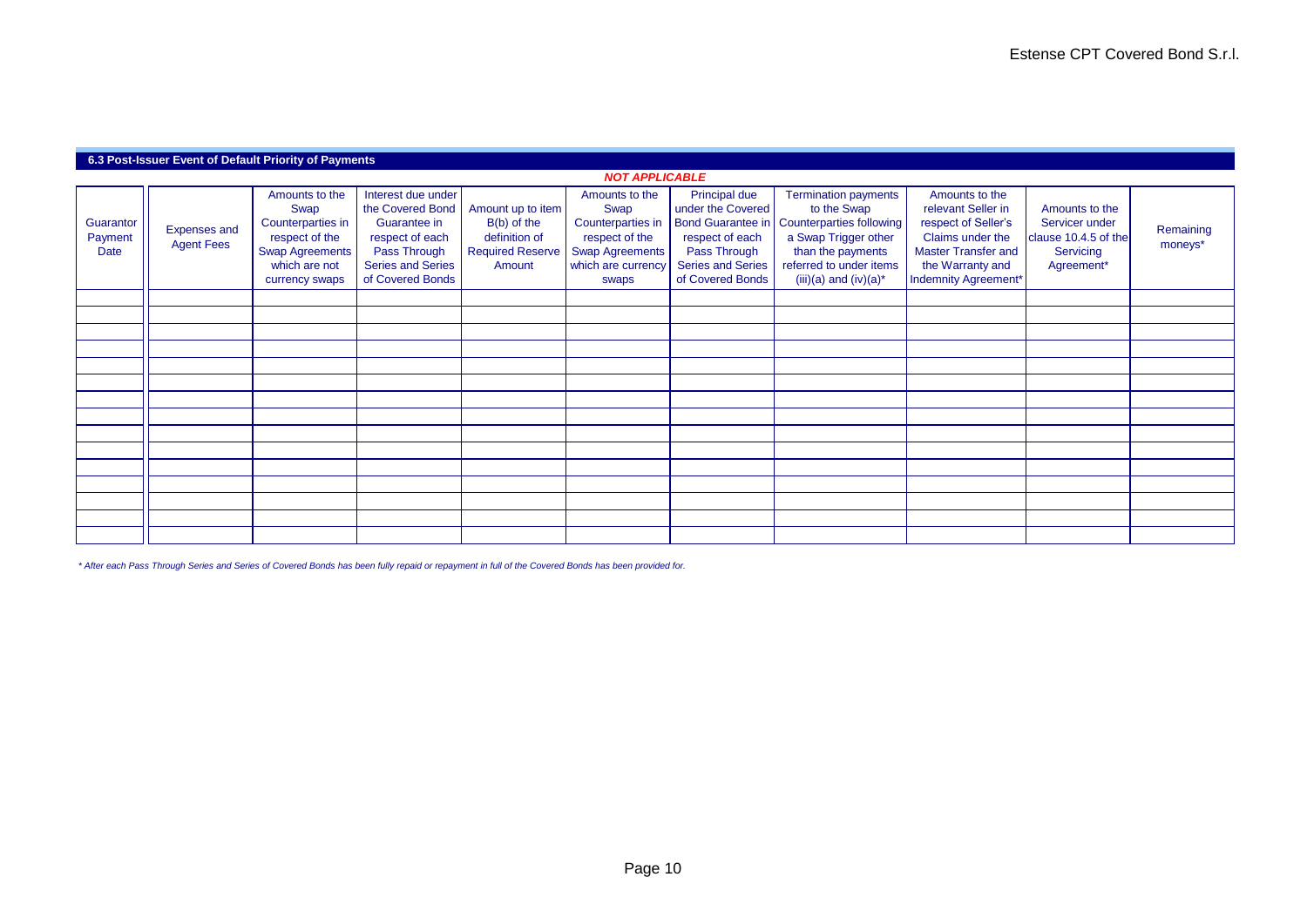### 6.3 Post-Issuer Event of Default Priority of Payments

***NOT APPLICABLE***

| Guarantor Payment Date | Expenses and Agent Fees | Amounts to the Swap Counterparties in respect of the Swap Agreements which are not currency swaps | Interest due under the Covered Bond Guarantee in respect of each Pass Through Series and Series of Covered Bonds | Amount up to item B(b) of the definition of Required Reserve Amount | Amounts to the Swap Counterparties in respect of the Swap Agreements which are currency swaps | Principal due under the Covered Bond Guarantee in respect of each Pass Through Series and Series of Covered Bonds | Termination payments to the Swap Counterparties following a Swap Trigger other than the payments referred to under items (iii)(a) and (iv)(a)* | Amounts to the relevant Seller in respect of Seller's Claims under the Master Transfer and the Warranty and Indemnity Agreement* | Amounts to the Servicer under clause 10.4.5 of the Servicing Agreement* | Remaining moneys* |
|---|---|---|---|---|---|---|---|---|---|---|
| | | | | | | | | | | |
| | | | | | | | | | | |
| | | | | | | | | | | |
| | | | | | | | | | | |
| | | | | | | | | | | |
| | | | | | | | | | | |
| | | | | | | | | | | |
| | | | | | | | | | | |
| | | | | | | | | | | |
| | | | | | | | | | | |
| | | | | | | | | | | |
| | | | | | | | | | | |
| | | | | | | | | | | |
| | | | | | | | | | | |
| | | | | | | | | | | |

*\* After each Pass Through Series and Series of Covered Bonds has been fully repaid or repayment in full of the Covered Bonds has been provided for.*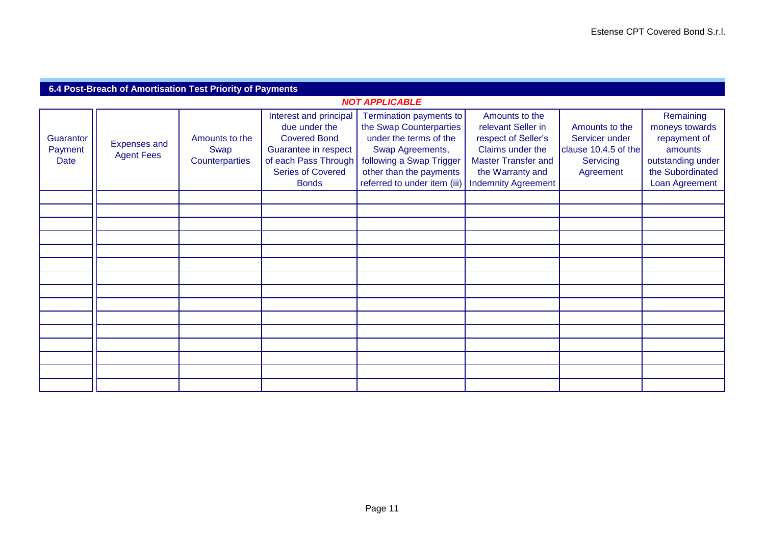## 6.4 Post-Breach of Amortisation Test Priority of Payments

***NOT APPLICABLE***

| Guarantor Payment Date | Expenses and Agent Fees | Amounts to the Swap Counterparties | Interest and principal due under the Covered Bond Guarantee in respect of each Pass Through Series of Covered Bonds | Termination payments to the Swap Counterparties under the terms of the Swap Agreements, following a Swap Trigger other than the payments referred to under item (iii) | Amounts to the relevant Seller in respect of Seller's Claims under the Master Transfer and the Warranty and Indemnity Agreement | Amounts to the Servicer under clause 10.4.5 of the Servicing Agreement | Remaining moneys towards repayment of amounts outstanding under the Subordinated Loan Agreement |
|---|---|---|---|---|---|---|---|
| | | | | | | | |
| | | | | | | | |
| | | | | | | | |
| | | | | | | | |
| | | | | | | | |
| | | | | | | | |
| | | | | | | | |
| | | | | | | | |
| | | | | | | | |
| | | | | | | | |
| | | | | | | | |
| | | | | | | | |
| | | | | | | | |
| | | | | | | | |
| | | | | | | | |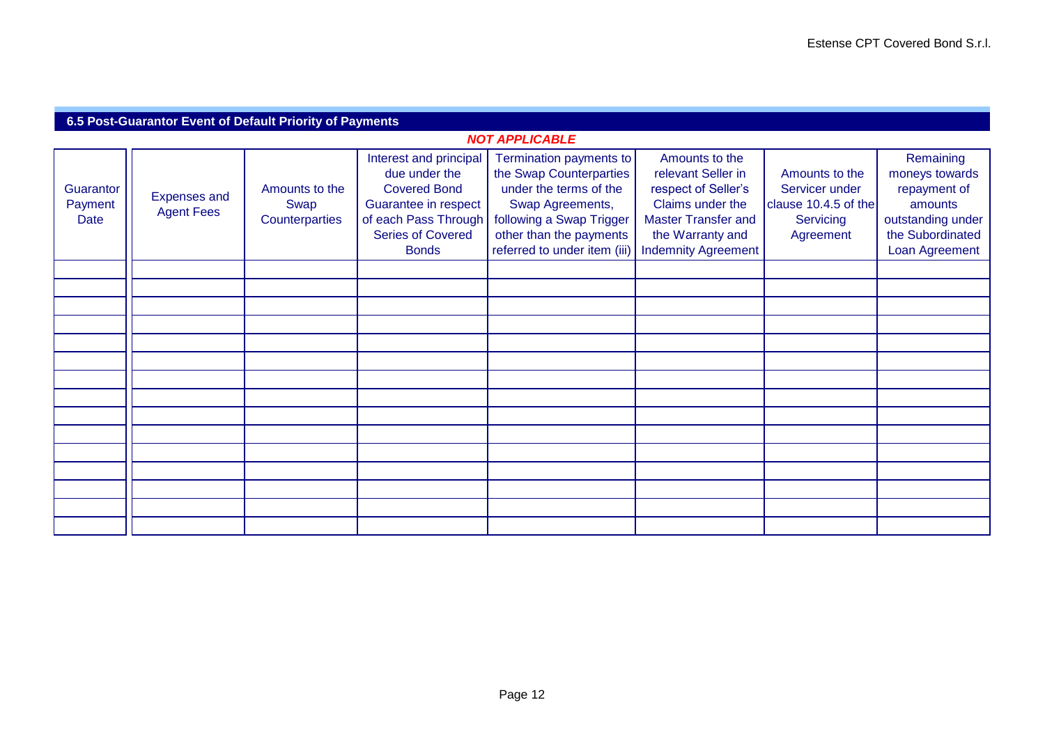## 6.5 Post-Guarantor Event of Default Priority of Payments

***NOT APPLICABLE***

| Guarantor Payment Date | Expenses and Agent Fees | Amounts to the Swap Counterparties | Interest and principal due under the Covered Bond Guarantee in respect of each Pass Through Series of Covered Bonds | Termination payments to the Swap Counterparties under the terms of the Swap Agreements, following a Swap Trigger other than the payments referred to under item (iii) | Amounts to the relevant Seller in respect of Seller's Claims under the Master Transfer and the Warranty and Indemnity Agreement | Amounts to the Servicer under clause 10.4.5 of the Servicing Agreement | Remaining moneys towards repayment of amounts outstanding under the Subordinated Loan Agreement |
|---|---|---|---|---|---|---|---|
| | | | | | | | |
| | | | | | | | |
| | | | | | | | |
| | | | | | | | |
| | | | | | | | |
| | | | | | | | |
| | | | | | | | |
| | | | | | | | |
| | | | | | | | |
| | | | | | | | |
| | | | | | | | |
| | | | | | | | |
| | | | | | | | |
| | | | | | | | |
| | | | | | | | |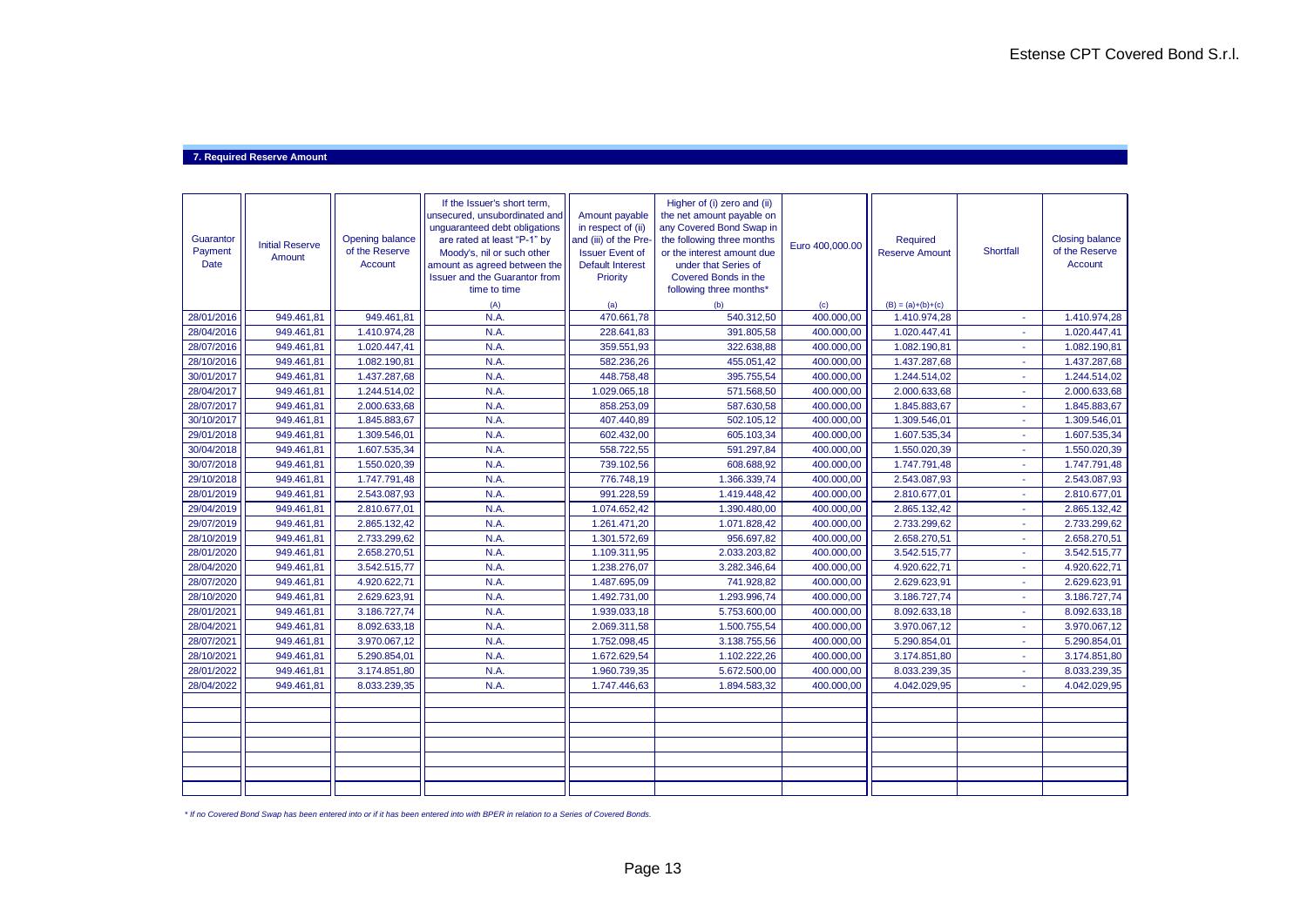## 7. Required Reserve Amount

| Guarantor Payment Date | Initial Reserve Amount | Opening balance of the Reserve Account | If the Issuer's short term, unsecured, unsubordinated and unguaranteed debt obligations are rated at least "P-1" by Moody's, nil or such other amount as agreed between the Issuer and the Guarantor from time to time | Amount payable in respect of (ii) and (iii) of the Pre-Issuer Event of Default Interest Priority | Higher of (i) zero and (ii) the net amount payable on any Covered Bond Swap in the following three months or the interest amount due under that Series of Covered Bonds in the following three months* | Euro 400,000.00 | Required Reserve Amount | Shortfall | Closing balance of the Reserve Account |
|---|---|---|---|---|---|---|---|---|---|
| | | | (A) | (a) | (b) | (c) | (B) = (a)+(b)+(c) | | |
| 28/01/2016 | 949.461,81 | 949.461,81 | N.A. | 470.661,78 | 540.312,50 | 400.000,00 | 1.410.974,28 | - | 1.410.974,28 |
| 28/04/2016 | 949.461,81 | 1.410.974,28 | N.A. | 228.641,83 | 391.805,58 | 400.000,00 | 1.020.447,41 | - | 1.020.447,41 |
| 28/07/2016 | 949.461,81 | 1.020.447,41 | N.A. | 359.551,93 | 322.638,88 | 400.000,00 | 1.082.190,81 | - | 1.082.190,81 |
| 28/10/2016 | 949.461,81 | 1.082.190,81 | N.A. | 582.236,26 | 455.051,42 | 400.000,00 | 1.437.287,68 | - | 1.437.287,68 |
| 30/01/2017 | 949.461,81 | 1.437.287,68 | N.A. | 448.758,48 | 395.755,54 | 400.000,00 | 1.244.514,02 | - | 1.244.514,02 |
| 28/04/2017 | 949.461,81 | 1.244.514,02 | N.A. | 1.029.065,18 | 571.568,50 | 400.000,00 | 2.000.633,68 | - | 2.000.633,68 |
| 28/07/2017 | 949.461,81 | 2.000.633,68 | N.A. | 858.253,09 | 587.630,58 | 400.000,00 | 1.845.883,67 | - | 1.845.883,67 |
| 30/10/2017 | 949.461,81 | 1.845.883,67 | N.A. | 407.440,89 | 502.105,12 | 400.000,00 | 1.309.546,01 | - | 1.309.546,01 |
| 29/01/2018 | 949.461,81 | 1.309.546,01 | N.A. | 602.432,00 | 605.103,34 | 400.000,00 | 1.607.535,34 | - | 1.607.535,34 |
| 30/04/2018 | 949.461,81 | 1.607.535,34 | N.A. | 558.722,55 | 591.297,84 | 400.000,00 | 1.550.020,39 | - | 1.550.020,39 |
| 30/07/2018 | 949.461,81 | 1.550.020,39 | N.A. | 739.102,56 | 608.688,92 | 400.000,00 | 1.747.791,48 | - | 1.747.791,48 |
| 29/10/2018 | 949.461,81 | 1.747.791,48 | N.A. | 776.748,19 | 1.366.339,74 | 400.000,00 | 2.543.087,93 | - | 2.543.087,93 |
| 28/01/2019 | 949.461,81 | 2.543.087,93 | N.A. | 991.228,59 | 1.419.448,42 | 400.000,00 | 2.810.677,01 | - | 2.810.677,01 |
| 29/04/2019 | 949.461,81 | 2.810.677,01 | N.A. | 1.074.652,42 | 1.390.480,00 | 400.000,00 | 2.865.132,42 | - | 2.865.132,42 |
| 29/07/2019 | 949.461,81 | 2.865.132,42 | N.A. | 1.261.471,20 | 1.071.828,42 | 400.000,00 | 2.733.299,62 | - | 2.733.299,62 |
| 28/10/2019 | 949.461,81 | 2.733.299,62 | N.A. | 1.301.572,69 | 956.697,82 | 400.000,00 | 2.658.270,51 | - | 2.658.270,51 |
| 28/01/2020 | 949.461,81 | 2.658.270,51 | N.A. | 1.109.311,95 | 2.033.203,82 | 400.000,00 | 3.542.515,77 | - | 3.542.515,77 |
| 28/04/2020 | 949.461,81 | 3.542.515,77 | N.A. | 1.238.276,07 | 3.282.346,64 | 400.000,00 | 4.920.622,71 | - | 4.920.622,71 |
| 28/07/2020 | 949.461,81 | 4.920.622,71 | N.A. | 1.487.695,09 | 741.928,82 | 400.000,00 | 2.629.623,91 | - | 2.629.623,91 |
| 28/10/2020 | 949.461,81 | 2.629.623,91 | N.A. | 1.492.731,00 | 1.293.996,74 | 400.000,00 | 3.186.727,74 | - | 3.186.727,74 |
| 28/01/2021 | 949.461,81 | 3.186.727,74 | N.A. | 1.939.033,18 | 5.753.600,00 | 400.000,00 | 8.092.633,18 | - | 8.092.633,18 |
| 28/04/2021 | 949.461,81 | 8.092.633,18 | N.A. | 2.069.311,58 | 1.500.755,54 | 400.000,00 | 3.970.067,12 | - | 3.970.067,12 |
| 28/07/2021 | 949.461,81 | 3.970.067,12 | N.A. | 1.752.098,45 | 3.138.755,56 | 400.000,00 | 5.290.854,01 | - | 5.290.854,01 |
| 28/10/2021 | 949.461,81 | 5.290.854,01 | N.A. | 1.672.629,54 | 1.102.222,26 | 400.000,00 | 3.174.851,80 | - | 3.174.851,80 |
| 28/01/2022 | 949.461,81 | 3.174.851,80 | N.A. | 1.960.739,35 | 5.672.500,00 | 400.000,00 | 8.033.239,35 | - | 8.033.239,35 |
| 28/04/2022 | 949.461,81 | 8.033.239,35 | N.A. | 1.747.446,63 | 1.894.583,32 | 400.000,00 | 4.042.029,95 | - | 4.042.029,95 |

*\* If no Covered Bond Swap has been entered into or if it has been entered into with BPER in relation to a Series of Covered Bonds.*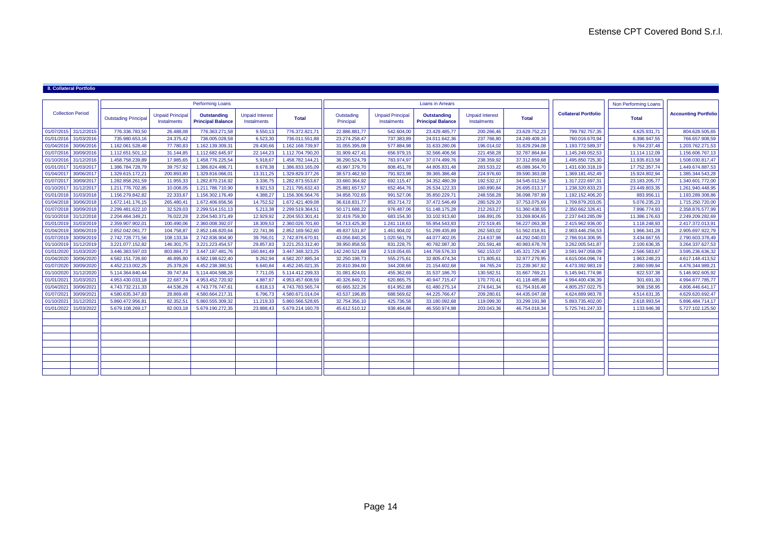## 8. Collateral Portfolio

| Collection Period | | Performing Loans | | | | | Loans in Arrears | | | | | Collateral Portfolio | Non Performing Loans | Accounting Portfolio |
|---|---|---|---|---|---|---|---|---|---|---|---|---|---|---|
| | | Outstading Principal | Unpaid Principal Instalments | Outstanding Principal Balance | Unpaid Interest Instalments | Total | Outstading Principal | Unpaid Principal Instalments | Outstanding Principal Balance | Unpaid Interest Instalments | Total | | Total | |
| 01/07/2015 | 31/12/2015 | 776.336.783,50 | 26.488,08 | 776.363.271,58 | 9.550,13 | 776.372.821,71 | 22.886.881,77 | 542.604,00 | 23.429.485,77 | 200.266,46 | 23.629.752,23 | 799.792.757,35 | 4.625.931,71 | 804.628.505,65 |
| 01/01/2016 | 31/03/2016 | 735.980.653,16 | 24.375,42 | 736.005.028,58 | 6.523,30 | 736.011.551,88 | 23.274.258,47 | 737.383,89 | 24.011.642,36 | 237.766,80 | 24.249.409,16 | 760.016.670,94 | 6.396.947,55 | 766.657.908,59 |
| 01/04/2016 | 30/06/2016 | 1.162.061.528,48 | 77.780,83 | 1.162.139.309,31 | 29.430,66 | 1.162.168.739,97 | 31.055.395,08 | 577.884,98 | 31.633.280,06 | 196.014,02 | 31.829.294,08 | 1.193.772.589,37 | 9.764.237,48 | 1.203.762.271,53 |
| 01/07/2016 | 30/09/2016 | 1.112.651.501,12 | 31.144,85 | 1.112.682.645,97 | 22.144,23 | 1.112.704.790,20 | 31.909.427,41 | 656.979,15 | 32.566.406,56 | 221.458,28 | 32.787.864,84 | 1.145.249.052,53 | 11.114.112,09 | 1.156.606.767,13 |
| 01/10/2016 | 31/12/2016 | 1.458.758.239,89 | 17.985,65 | 1.458.776.225,54 | 5.918,67 | 1.458.782.144,21 | 36.290.524,79 | 783.974,97 | 37.074.499,76 | 238.359,92 | 37.312.859,68 | 1.495.850.725,30 | 11.935.813,58 | 1.508.030.817,47 |
| 01/01/2017 | 31/03/2017 | 1.386.784.728,79 | 39.757,92 | 1.386.824.486,71 | 8.678,38 | 1.386.833.165,09 | 43.997.379,70 | 808.451,78 | 44.805.831,48 | 283.533,22 | 45.089.364,70 | 1.431.630.318,19 | 17.752.357,74 | 1.449.674.887,53 |
| 01/04/2017 | 30/06/2017 | 1.329.615.172,21 | 200.893,80 | 1.329.816.066,01 | 13.311,25 | 1.329.829.377,26 | 38.573.462,50 | 791.923,98 | 39.365.386,48 | 224.976,60 | 39.590.363,08 | 1.369.181.452,49 | 15.924.802,94 | 1.385.344.543,28 |
| 01/07/2017 | 30/09/2017 | 1.282.858.261,59 | 11.955,33 | 1.282.870.216,92 | 3.336,75 | 1.282.873.553,67 | 33.660.364,92 | 692.115,47 | 34.352.480,39 | 192.532,17 | 34.545.012,56 | 1.317.222.697,31 | 23.183.205,77 | 1.340.601.772,00 |
| 01/10/2017 | 31/12/2017 | 1.211.776.702,85 | 10.008,05 | 1.211.786.710,90 | 8.921,53 | 1.211.795.632,43 | 25.881.657,57 | 652.464,76 | 26.534.122,33 | 160.890,84 | 26.695.013,17 | 1.238.320.833,23 | 23.449.803,35 | 1.261.940.448,95 |
| 01/01/2018 | 31/03/2018 | 1.156.279.842,82 | 22.333,67 | 1.156.302.176,49 | 4.388,27 | 1.156.306.564,76 | 34.858.702,65 | 991.527,06 | 35.850.229,71 | 248.558,28 | 36.098.787,99 | 1.192.152.406,20 | 883.956,11 | 1.193.289.308,86 |
| 01/04/2018 | 30/06/2018 | 1.672.141.176,15 | 265.480,41 | 1.672.406.656,56 | 14.752,52 | 1.672.421.409,08 | 36.618.831,77 | 853.714,72 | 37.472.546,49 | 280.529,20 | 37.753.075,69 | 1.709.879.203,05 | 5.076.235,23 | 1.715.250.720,00 |
| 01/07/2018 | 30/09/2018 | 2.299.481.622,10 | 32.529,03 | 2.299.514.151,13 | 5.213,38 | 2.299.519.364,51 | 50.171.688,22 | 976.487,06 | 51.148.175,28 | 212.263,27 | 51.360.438,55 | 2.350.662.326,41 | 7.996.774,93 | 2.358.876.577,99 |
| 01/10/2018 | 31/12/2018 | 2.204.464.349,21 | 76.022,28 | 2.204.540.371,49 | 12.929,92 | 2.204.553.301,41 | 32.419.759,30 | 683.154,30 | 33.102.913,60 | 166.891,05 | 33.269.804,65 | 2.237.643.285,09 | 11.386.176,63 | 2.249.209.282,69 |
| 01/01/2019 | 31/03/2019 | 2.359.907.902,01 | 100.490,06 | 2.360.008.392,07 | 18.309,53 | 2.360.026.701,60 | 54.713.425,30 | 1.241.118,63 | 55.954.543,93 | 272.519,45 | 56.227.063,38 | 2.415.962.936,00 | 1.118.248,93 | 2.417.372.013,91 |
| 01/04/2019 | 30/06/2019 | 2.852.042.061,77 | 104.758,87 | 2.852.146.820,64 | 22.741,96 | 2.852.169.562,60 | 49.837.531,87 | 1.461.904,02 | 51.299.435,89 | 262.583,02 | 51.562.018,91 | 2.903.446.256,53 | 1.966.341,28 | 2.905.697.922,79 |
| 01/07/2019 | 30/09/2019 | 2.742.728.771,56 | 108.133,34 | 2.742.836.904,90 | 39.766,01 | 2.742.876.670,91 | 43.056.840,26 | 1.020.561,79 | 44.077.402,05 | 214.637,98 | 44.292.040,03 | 2.786.914.306,95 | 3.434.667,55 | 2.790.603.378,49 |
| 01/10/2019 | 31/12/2019 | 3.221.077.152,82 | 146.301,75 | 3.221.223.454,57 | 29.857,83 | 3.221.253.312,40 | 39.950.858,55 | 831.228,75 | 40.782.087,30 | 201.591,48 | 40.983.678,78 | 3.262.005.541,87 | 2.100.636,35 | 3.264.337.627,53 |
| 01/01/2020 | 31/03/2020 | 3.446.383.597,03 | 803.884,73 | 3.447.187.481,76 | 160.841,49 | 3.447.348.323,25 | 142.240.521,68 | 2.519.054,65 | 144.759.576,33 | 562.153,07 | 145.321.729,40 | 3.591.947.058,09 | 2.566.583,67 | 3.595.236.636,32 |
| 01/04/2020 | 30/06/2020 | 4.582.151.726,60 | 46.895,80 | 4.582.198.622,40 | 9.262,94 | 4.582.207.885,34 | 32.250.198,73 | 555.275,61 | 32.805.474,34 | 171.805,61 | 32.977.279,95 | 4.615.004.096,74 | 1.963.248,23 | 4.617.148.413,52 |
| 01/07/2020 | 30/09/2020 | 4.452.213.002,25 | 25.378,26 | 4.452.238.380,51 | 6.640,84 | 4.452.245.021,35 | 20.810.394,00 | 344.208,68 | 21.154.602,68 | 84.765,24 | 21.239.367,92 | 4.473.392.983,19 | 2.860.599,94 | 4.476.344.989,21 |
| 01/10/2020 | 31/12/2020 | 5.114.364.840,44 | 39.747,84 | 5.114.404.588,28 | 7.711,05 | 5.114.412.299,33 | 31.081.824,01 | 455.362,69 | 31.537.186,70 | 130.582,51 | 31.667.769,21 | 5.145.941.774,98 | 822.537,38 | 5.146.902.605,92 |
| 01/01/2021 | 31/03/2021 | 4.953.430.033,18 | 22.687,74 | 4.953.452.720,92 | 4.887,67 | 4.953.457.608,59 | 40.326.849,72 | 620.865,75 | 40.947.715,47 | 170.770,41 | 41.118.485,88 | 4.994.400.436,39 | 301.691,30 | 4.994.877.785,77 |
| 01/04/2021 | 30/06/2021 | 4.743.732.211,33 | 44.536,28 | 4.743.776.747,61 | 6.818,13 | 4.743.783.565,74 | 60.665.322,26 | 814.952,88 | 61.480.275,14 | 274.641,34 | 61.754.916,48 | 4.805.257.022,75 | 908.158,95 | 4.806.446.641,17 |
| 01/07/2021 | 30/09/2021 | 4.580.635.347,83 | 28.869,48 | 4.580.664.217,31 | 6.796,73 | 4.580.671.014,04 | 43.537.196,85 | 688.569,62 | 44.225.766,47 | 209.280,61 | 44.435.047,08 | 4.624.889.983,78 | 4.514.631,35 | 4.629.620.692,47 |
| 01/10/2021 | 31/12/2021 | 5.860.472.956,81 | 82.352,51 | 5.860.555.309,32 | 11.219,33 | 5.860.566.528,65 | 32.754.356,10 | 425.736,58 | 33.180.092,68 | 119.099,30 | 33.299.191,98 | 5.893.735.402,00 | 2.618.993,54 | 5.896.484.714,17 |
| 01/01/2022 | 31/03/2022 | 5.679.108.269,17 | 82.003,18 | 5.679.190.272,35 | 23.888,43 | 5.679.214.160,78 | 45.612.510,12 | 938.464,86 | 46.550.974,98 | 203.043,36 | 46.754.018,34 | 5.725.741.247,33 | 1.133.946,38 | 5.727.102.125,50 |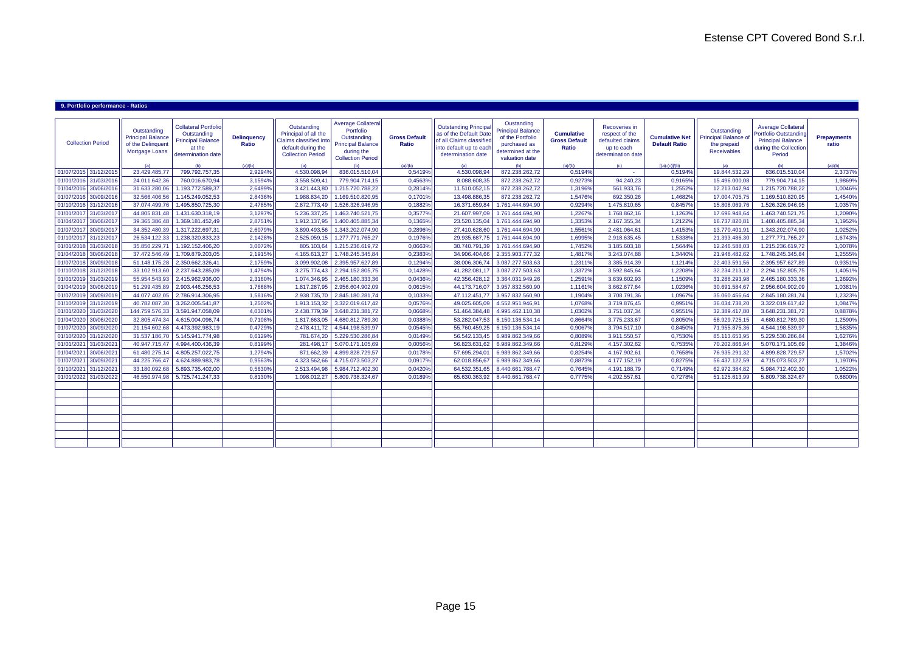## 9. Portfolio performance - Ratios

| Collection Period | | Outstanding Principal Balance of the Delinquent Mortgage Loans | Collateral Portfolio Outstanding Principal Balance at the determination date | Delinquency Ratio | Outstanding Principal of all the Claims classified into default during the Collection Period | Average Collateral Portfolio Outstanding Principal Balance during the Collection Period | Gross Default Ratio | Outstanding Principal as of the Default Date of all Claims classified into default up to each determination date | Oustanding Principal Balance of the Portfolio purchased as determined at the valuation date | Cumulative Gross Default Ratio | Recoveries in respect of the defaulted claims up to each determination date | Cumulative Net Default Ratio | Outstanding Principal Balance of the prepaid Receivables | Average Collateral Portfolio Outstanding Principal Balance during the Collection Period | Prepayments ratio |
|---|---|---|---|---|---|---|---|---|---|---|---|---|---|---|---|
| | | (a) | (b) | (a)/(b) | (a) | (b) | (a)/(b) | (a) | (b) | (a)/(b) | (c) | [(a)-(c)]/(b) | (a) | (b) | (a)/(b) |
| 01/07/2015 | 31/12/2015 | 23.429.485,77 | 799.792.757,35 | 2,9294% | 4.530.098,94 | 836.015.510,04 | 0,5419% | 4.530.098,94 | 872.238.262,72 | 0,5194% | - | 0,5194% | 19.844.532,29 | 836.015.510,04 | 2,3737% |
| 01/01/2016 | 31/03/2016 | 24.011.642,36 | 760.016.670,94 | 3,1594% | 3.558.509,41 | 779.904.714,15 | 0,4563% | 8.088.608,35 | 872.238.262,72 | 0,9273% | 94.240,23 | 0,9165% | 15.496.000,08 | 779.904.714,15 | 1,9869% |
| 01/04/2016 | 30/06/2016 | 31.633.280,06 | 1.193.772.589,37 | 2,6499% | 3.421.443,80 | 1.215.720.788,22 | 0,2814% | 11.510.052,15 | 872.238.262,72 | 1,3196% | 561.933,76 | 1,2552% | 12.213.042,94 | 1.215.720.788,22 | 1,0046% |
| 01/07/2016 | 30/09/2016 | 32.566.406,56 | 1.145.249.052,53 | 2,8436% | 1.988.834,20 | 1.169.510.820,95 | 0,1701% | 13.498.886,35 | 872.238.262,72 | 1,5476% | 692.350,26 | 1,4682% | 17.004.705,75 | 1.169.510.820,95 | 1,4540% |
| 01/10/2016 | 31/12/2016 | 37.074.499,76 | 1.495.850.725,30 | 2,4785% | 2.872.773,49 | 1.526.326.946,95 | 0,1882% | 16.371.659,84 | 1.761.444.694,90 | 0,9294% | 1.475.810,65 | 0,8457% | 15.808.069,76 | 1.526.326.946,95 | 1,0357% |
| 01/01/2017 | 31/03/2017 | 44.805.831,48 | 1.431.630.318,19 | 3,1297% | 5.236.337,25 | 1.463.740.521,75 | 0,3577% | 21.607.997,09 | 1.761.444.694,90 | 1,2267% | 1.768.862,16 | 1,1263% | 17.696.948,64 | 1.463.740.521,75 | 1,2090% |
| 01/04/2017 | 30/06/2017 | 39.365.386,48 | 1.369.181.452,49 | 2,8751% | 1.912.137,95 | 1.400.405.885,34 | 0,1365% | 23.520.135,04 | 1.761.444.694,90 | 1,3353% | 2.167.355,34 | 1,2122% | 16.737.820,81 | 1.400.405.885,34 | 1,1952% |
| 01/07/2017 | 30/09/2017 | 34.352.480,39 | 1.317.222.697,31 | 2,6079% | 3.890.493,56 | 1.343.202.074,90 | 0,2896% | 27.410.628,60 | 1.761.444.694,90 | 1,5561% | 2.481.064,61 | 1,4153% | 13.770.401,91 | 1.343.202.074,90 | 1,0252% |
| 01/10/2017 | 31/12/2017 | 26.534.122,33 | 1.238.320.833,23 | 2,1428% | 2.525.059,15 | 1.277.771.765,27 | 0,1976% | 29.935.687,75 | 1.761.444.694,90 | 1,6995% | 2.918.635,45 | 1,5338% | 21.393.486,30 | 1.277.771.765,27 | 1,6743% |
| 01/01/2018 | 31/03/2018 | 35.850.229,71 | 1.192.152.406,20 | 3,0072% | 805.103,64 | 1.215.236.619,72 | 0,0663% | 30.740.791,39 | 1.761.444.694,90 | 1,7452% | 3.185.603,18 | 1,5644% | 12.246.588,03 | 1.215.236.619,72 | 1,0078% |
| 01/04/2018 | 30/06/2018 | 37.472.546,49 | 1.709.879.203,05 | 2,1915% | 4.165.613,27 | 1.748.245.345,84 | 0,2383% | 34.906.404,66 | 2.355.903.777,32 | 1,4817% | 3.243.074,88 | 1,3440% | 21.948.482,62 | 1.748.245.345,84 | 1,2555% |
| 01/07/2018 | 30/09/2018 | 51.148.175,28 | 2.350.662.326,41 | 2,1759% | 3.099.902,08 | 2.395.957.627,89 | 0,1294% | 38.006.306,74 | 3.087.277.503,63 | 1,2311% | 3.385.914,39 | 1,1214% | 22.403.591,56 | 2.395.957.627,89 | 0,9351% |
| 01/10/2018 | 31/12/2018 | 33.102.913,60 | 2.237.643.285,09 | 1,4794% | 3.275.774,43 | 2.294.152.805,75 | 0,1428% | 41.282.081,17 | 3.087.277.503,63 | 1,3372% | 3.592.845,64 | 1,2208% | 32.234.213,12 | 2.294.152.805,75 | 1,4051% |
| 01/01/2019 | 31/03/2019 | 55.954.543,93 | 2.415.962.936,00 | 2,3160% | 1.074.346,95 | 2.465.180.333,36 | 0,0436% | 42.356.428,12 | 3.364.031.949,26 | 1,2591% | 3.639.602,93 | 1,1509% | 31.288.293,98 | 2.465.180.333,36 | 1,2692% |
| 01/04/2019 | 30/06/2019 | 51.299.435,89 | 2.903.446.256,53 | 1,7668% | 1.817.287,95 | 2.956.604.902,09 | 0,0615% | 44.173.716,07 | 3.957.832.560,90 | 1,1161% | 3.662.677,64 | 1,0236% | 30.691.584,67 | 2.956.604.902,09 | 1,0381% |
| 01/07/2019 | 30/09/2019 | 44.077.402,05 | 2.786.914.306,95 | 1,5816% | 2.938.735,70 | 2.845.180.281,74 | 0,1033% | 47.112.451,77 | 3.957.832.560,90 | 1,1904% | 3.708.791,36 | 1,0967% | 35.060.456,64 | 2.845.180.281,74 | 1,2323% |
| 01/10/2019 | 31/12/2019 | 40.782.087,30 | 3.262.005.541,87 | 1,2502% | 1.913.153,32 | 3.322.019.617,42 | 0,0576% | 49.025.605,09 | 4.552.951.946,91 | 1,0768% | 3.719.876,45 | 0,9951% | 36.034.738,20 | 3.322.019.617,42 | 1,0847% |
| 01/01/2020 | 31/03/2020 | 144.759.576,33 | 3.591.947.058,09 | 4,0301% | 2.438.779,39 | 3.648.231.381,72 | 0,0668% | 51.464.384,48 | 4.995.462.110,38 | 1,0302% | 3.751.037,34 | 0,9551% | 32.389.417,80 | 3.648.231.381,72 | 0,8878% |
| 01/04/2020 | 30/06/2020 | 32.805.474,34 | 4.615.004.096,74 | 0,7108% | 1.817.663,05 | 4.680.812.789,30 | 0,0388% | 53.282.047,53 | 6.150.136.534,14 | 0,8664% | 3.775.233,67 | 0,8050% | 58.929.725,15 | 4.680.812.789,30 | 1,2590% |
| 01/07/2020 | 30/09/2020 | 21.154.602,68 | 4.473.392.983,19 | 0,4729% | 2.478.411,72 | 4.544.198.539,97 | 0,0545% | 55.760.459,25 | 6.150.136.534,14 | 0,9067% | 3.794.517,10 | 0,8450% | 71.955.875,36 | 4.544.198.539,97 | 1,5835% |
| 01/10/2020 | 31/12/2020 | 31.537.186,70 | 5.145.941.774,98 | 0,6129% | 781.674,20 | 5.229.530.286,84 | 0,0149% | 56.542.133,45 | 6.989.862.349,66 | 0,8089% | 3.911.550,57 | 0,7530% | 85.113.653,95 | 5.229.530.286,84 | 1,6276% |
| 01/01/2021 | 31/03/2021 | 40.947.715,47 | 4.994.400.436,39 | 0,8199% | 281.498,17 | 5.070.171.105,69 | 0,0056% | 56.823.631,62 | 6.989.862.349,66 | 0,8129% | 4.157.302,62 | 0,7535% | 70.202.866,94 | 5.070.171.105,69 | 1,3846% |
| 01/04/2021 | 30/06/2021 | 61.480.275,14 | 4.805.257.022,75 | 1,2794% | 871.662,39 | 4.899.828.729,57 | 0,0178% | 57.695.294,01 | 6.989.862.349,66 | 0,8254% | 4.167.902,61 | 0,7658% | 76.935.291,32 | 4.899.828.729,57 | 1,5702% |
| 01/07/2021 | 30/09/2021 | 44.225.766,47 | 4.624.889.983,78 | 0,9563% | 4.323.562,66 | 4.715.073.503,27 | 0,0917% | 62.018.856,67 | 6.989.862.349,66 | 0,8873% | 4.177.152,19 | 0,8275% | 56.437.122,59 | 4.715.073.503,27 | 1,1970% |
| 01/10/2021 | 31/12/2021 | 33.180.092,68 | 5.893.735.402,00 | 0,5630% | 2.513.494,98 | 5.984.712.402,30 | 0,0420% | 64.532.351,65 | 8.440.661.768,47 | 0,7645% | 4.191.188,79 | 0,7149% | 62.972.384,82 | 5.984.712.402,30 | 1,0522% |
| 01/01/2022 | 31/03/2022 | 46.550.974,98 | 5.725.741.247,33 | 0,8130% | 1.098.012,27 | 5.809.738.324,67 | 0,0189% | 65.630.363,92 | 8.440.661.768,47 | 0,7775% | 4.202.557,61 | 0,7278% | 51.125.613,99 | 5.809.738.324,67 | 0,8800% |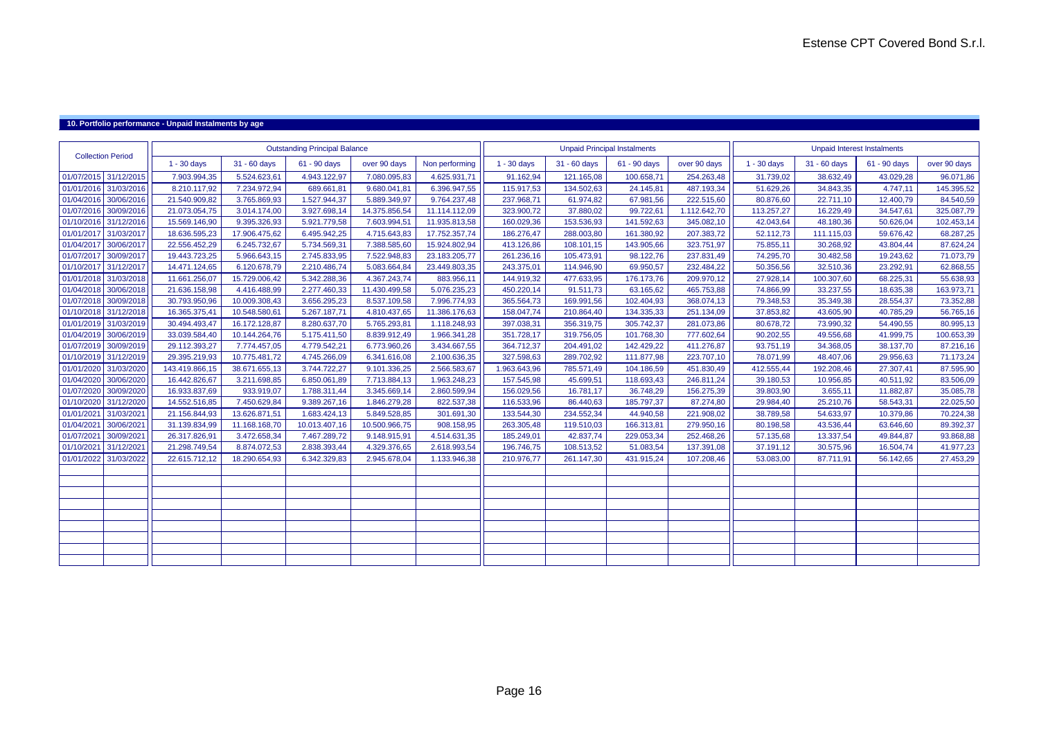## 10. Portfolio performance - Unpaid Instalments by age

| Collection Period | | Outstanding Principal Balance | | | | | Unpaid Principal Instalments | | | | Unpaid Interest Instalments | | | |
|---|---|---|---|---|---|---|---|---|---|---|---|---|---|---|
| | | 1 - 30 days | 31 - 60 days | 61 - 90 days | over 90 days | Non performing | 1 - 30 days | 31 - 60 days | 61 - 90 days | over 90 days | 1 - 30 days | 31 - 60 days | 61 - 90 days | over 90 days |
| 01/07/2015 | 31/12/2015 | 7.903.994,35 | 5.524.623,61 | 4.943.122,97 | 7.080.095,83 | 4.625.931,71 | 91.162,94 | 121.165,08 | 100.658,71 | 254.263,48 | 31.739,02 | 38.632,49 | 43.029,28 | 96.071,86 |
| 01/01/2016 | 31/03/2016 | 8.210.117,92 | 7.234.972,94 | 689.661,81 | 9.680.041,81 | 6.396.947,55 | 115.917,53 | 134.502,63 | 24.145,81 | 487.193,34 | 51.629,26 | 34.843,35 | 4.747,11 | 145.395,52 |
| 01/04/2016 | 30/06/2016 | 21.540.909,82 | 3.765.869,93 | 1.527.944,37 | 5.889.349,97 | 9.764.237,48 | 237.968,71 | 61.974,82 | 67.981,56 | 222.515,60 | 80.876,60 | 22.711,10 | 12.400,79 | 84.540,59 |
| 01/07/2016 | 30/09/2016 | 21.073.054,75 | 3.014.174,00 | 3.927.698,14 | 14.375.856,54 | 11.114.112,09 | 323.900,72 | 37.880,02 | 99.722,61 | 1.112.642,70 | 113.257,27 | 16.229,49 | 34.547,61 | 325.087,79 |
| 01/10/2016 | 31/12/2016 | 15.569.146,90 | 9.395.326,93 | 5.921.779,58 | 7.603.994,51 | 11.935.813,58 | 160.029,36 | 153.536,93 | 141.592,63 | 345.082,10 | 42.043,64 | 48.180,36 | 50.626,04 | 102.453,14 |
| 01/01/2017 | 31/03/2017 | 18.636.595,23 | 17.906.475,62 | 6.495.942,25 | 4.715.643,83 | 17.752.357,74 | 186.276,47 | 288.003,80 | 161.380,92 | 207.383,72 | 52.112,73 | 111.115,03 | 59.676,42 | 68.287,25 |
| 01/04/2017 | 30/06/2017 | 22.556.452,29 | 6.245.732,67 | 5.734.569,31 | 7.388.585,60 | 15.924.802,94 | 413.126,86 | 108.101,15 | 143.905,66 | 323.751,97 | 75.855,11 | 30.268,92 | 43.804,44 | 87.624,24 |
| 01/07/2017 | 30/09/2017 | 19.443.723,25 | 5.966.643,15 | 2.745.833,95 | 7.522.948,83 | 23.183.205,77 | 261.236,16 | 105.473,91 | 98.122,76 | 237.831,49 | 74.295,70 | 30.482,58 | 19.243,62 | 71.073,79 |
| 01/10/2017 | 31/12/2017 | 14.471.124,65 | 6.120.678,79 | 2.210.486,74 | 5.083.664,84 | 23.449.803,35 | 243.375,01 | 114.946,90 | 69.950,57 | 232.484,22 | 50.356,56 | 32.510,36 | 23.292,91 | 62.868,55 |
| 01/01/2018 | 31/03/2018 | 11.661.256,07 | 15.729.006,42 | 5.342.288,36 | 4.367.243,74 | 883.956,11 | 144.919,32 | 477.633,95 | 176.173,76 | 209.970,12 | 27.928,14 | 100.307,60 | 68.225,31 | 55.638,93 |
| 01/04/2018 | 30/06/2018 | 21.636.158,98 | 4.416.488,99 | 2.277.460,33 | 11.430.499,58 | 5.076.235,23 | 450.220,14 | 91.511,73 | 63.165,62 | 465.753,88 | 74.866,99 | 33.237,55 | 18.635,38 | 163.973,71 |
| 01/07/2018 | 30/09/2018 | 30.793.950,96 | 10.009.308,43 | 3.656.295,23 | 8.537.109,58 | 7.996.774,93 | 365.564,73 | 169.991,56 | 102.404,93 | 368.074,13 | 79.348,53 | 35.349,38 | 28.554,37 | 73.352,88 |
| 01/10/2018 | 31/12/2018 | 16.365.375,41 | 10.548.580,61 | 5.267.187,71 | 4.810.437,65 | 11.386.176,63 | 158.047,74 | 210.864,40 | 134.335,33 | 251.134,09 | 37.853,82 | 43.605,90 | 40.785,29 | 56.765,16 |
| 01/01/2019 | 31/03/2019 | 30.494.493,47 | 16.172.128,87 | 8.280.637,70 | 5.765.293,81 | 1.118.248,93 | 397.038,31 | 356.319,75 | 305.742,37 | 281.073,86 | 80.678,72 | 73.990,32 | 54.490,55 | 80.995,13 |
| 01/04/2019 | 30/06/2019 | 33.039.584,40 | 10.144.264,76 | 5.175.411,50 | 8.839.912,49 | 1.966.341,28 | 351.728,17 | 319.756,05 | 101.768,30 | 777.602,64 | 90.202,55 | 49.556,68 | 41.999,75 | 100.653,39 |
| 01/07/2019 | 30/09/2019 | 29.112.393,27 | 7.774.457,05 | 4.779.542,21 | 6.773.960,26 | 3.434.667,55 | 364.712,37 | 204.491,02 | 142.429,22 | 411.276,87 | 93.751,19 | 34.368,05 | 38.137,70 | 87.216,16 |
| 01/10/2019 | 31/12/2019 | 29.395.219,93 | 10.775.481,72 | 4.745.266,09 | 6.341.616,08 | 2.100.636,35 | 327.598,63 | 289.702,92 | 111.877,98 | 223.707,10 | 78.071,99 | 48.407,06 | 29.956,63 | 71.173,24 |
| 01/01/2020 | 31/03/2020 | 143.419.866,15 | 38.671.655,13 | 3.744.722,27 | 9.101.336,25 | 2.566.583,67 | 1.963.643,96 | 785.571,49 | 104.186,59 | 451.830,49 | 412.555,44 | 192.208,46 | 27.307,41 | 87.595,90 |
| 01/04/2020 | 30/06/2020 | 16.442.826,67 | 3.211.698,85 | 6.850.061,89 | 7.713.884,13 | 1.963.248,23 | 157.545,98 | 45.699,51 | 118.693,43 | 246.811,24 | 39.180,53 | 10.956,85 | 40.511,92 | 83.506,09 |
| 01/07/2020 | 30/09/2020 | 16.933.837,69 | 933.919,07 | 1.788.311,44 | 3.345.669,14 | 2.860.599,94 | 156.029,56 | 16.781,17 | 36.748,29 | 156.275,39 | 39.803,90 | 3.655,11 | 11.882,87 | 35.085,78 |
| 01/10/2020 | 31/12/2020 | 14.552.516,85 | 7.450.629,84 | 9.389.267,16 | 1.846.279,28 | 822.537,38 | 116.533,96 | 86.440,63 | 185.797,37 | 87.274,80 | 29.984,40 | 25.210,76 | 58.543,31 | 22.025,50 |
| 01/01/2021 | 31/03/2021 | 21.156.844,93 | 13.626.871,51 | 1.683.424,13 | 5.849.528,85 | 301.691,30 | 133.544,30 | 234.552,34 | 44.940,58 | 221.908,02 | 38.789,58 | 54.633,97 | 10.379,86 | 70.224,38 |
| 01/04/2021 | 30/06/2021 | 31.139.834,99 | 11.168.168,70 | 10.013.407,16 | 10.500.966,75 | 908.158,95 | 263.305,48 | 119.510,03 | 166.313,81 | 279.950,16 | 80.198,58 | 43.536,44 | 63.646,60 | 89.392,37 |
| 01/07/2021 | 30/09/2021 | 26.317.826,91 | 3.472.658,34 | 7.467.289,72 | 9.148.915,91 | 4.514.631,35 | 185.249,01 | 42.837,74 | 229.053,34 | 252.468,26 | 57.135,68 | 13.337,54 | 49.844,87 | 93.868,88 |
| 01/10/2021 | 31/12/2021 | 21.298.749,54 | 8.874.072,53 | 2.838.393,44 | 4.329.376,65 | 2.618.993,54 | 196.746,75 | 108.513,52 | 51.083,54 | 137.391,08 | 37.191,12 | 30.575,96 | 16.504,74 | 41.977,23 |
| 01/01/2022 | 31/03/2022 | 22.615.712,12 | 18.290.654,93 | 6.342.329,83 | 2.945.678,04 | 1.133.946,38 | 210.976,77 | 261.147,30 | 431.915,24 | 107.208,46 | 53.083,00 | 87.711,91 | 56.142,65 | 27.453,29 |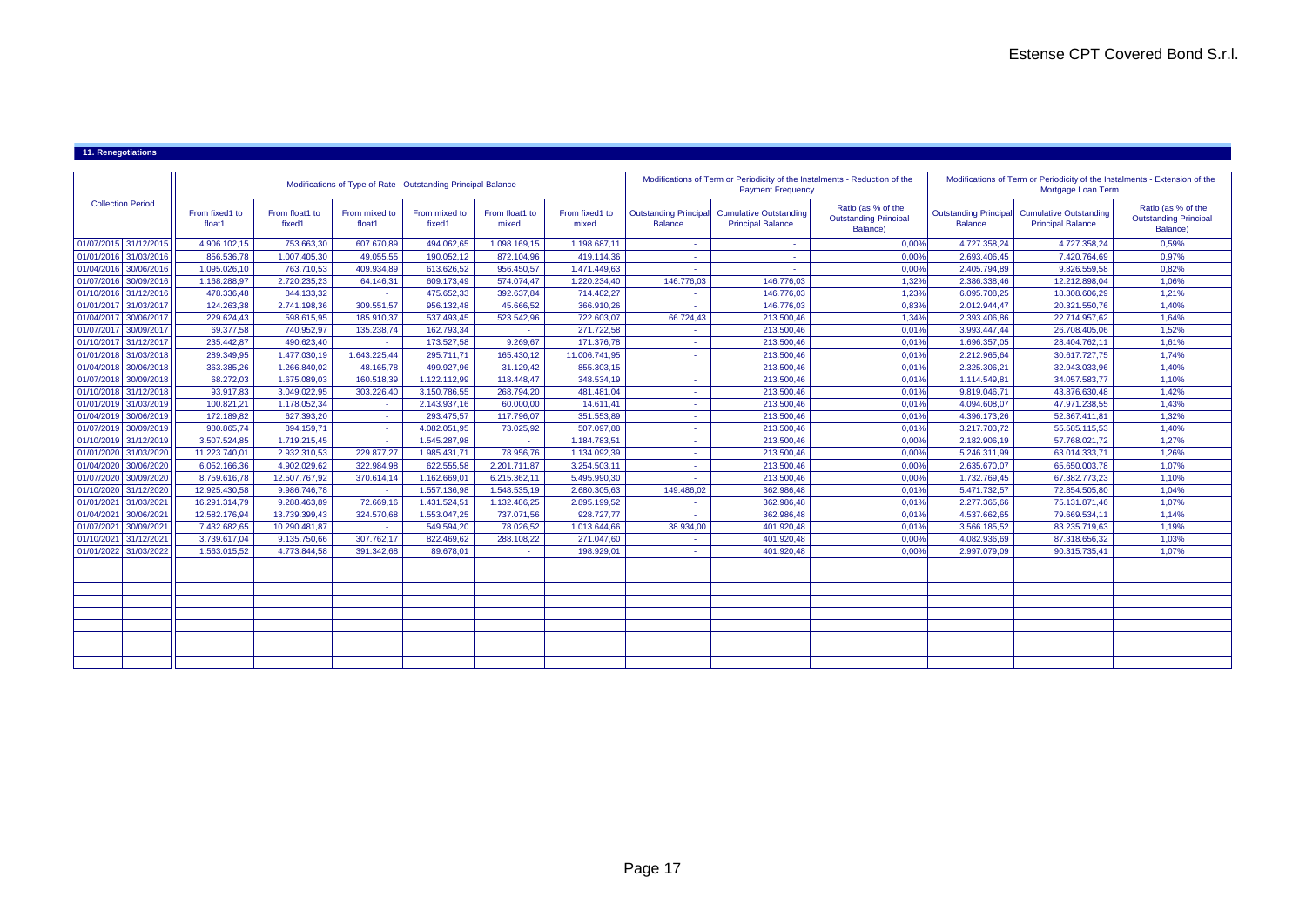Estense CPT Covered Bond S.r.l.

## 11. Renegotiations

| Collection Period | | Modifications of Type of Rate - Outstanding Principal Balance | | | | | | Modifications of Term or Periodicity of the Instalments - Reduction of the Payment Frequency | | | Modifications of Term or Periodicity of the Instalments - Extension of the Mortgage Loan Term | | |
|---|---|---|---|---|---|---|---|---|---|---|---|---|---|
| | | From fixed1 to float1 | From float1 to fixed1 | From mixed to float1 | From mixed to fixed1 | From float1 to mixed | From fixed1 to mixed | Outstanding Principal Balance | Cumulative Outstanding Principal Balance | Ratio (as % of the Outstanding Principal Balance) | Outstanding Principal Balance | Cumulative Outstanding Principal Balance | Ratio (as % of the Outstanding Principal Balance) |
| 01/07/2015 | 31/12/2015 | 4.906.102,15 | 753.663,30 | 607.670,89 | 494.062,65 | 1.098.169,15 | 1.198.687,11 | - | - | 0,00% | 4.727.358,24 | 4.727.358,24 | 0,59% |
| 01/01/2016 | 31/03/2016 | 856.536,78 | 1.007.405,30 | 49.055,55 | 190.052,12 | 872.104,96 | 419.114,36 | - | - | 0,00% | 2.693.406,45 | 7.420.764,69 | 0,97% |
| 01/04/2016 | 30/06/2016 | 1.095.026,10 | 763.710,53 | 409.934,89 | 613.626,52 | 956.450,57 | 1.471.449,63 | - | - | 0,00% | 2.405.794,89 | 9.826.559,58 | 0,82% |
| 01/07/2016 | 30/09/2016 | 1.168.288,97 | 2.720.235,23 | 64.146,31 | 609.173,49 | 574.074,47 | 1.220.234,40 | 146.776,03 | 146.776,03 | 1,32% | 2.386.338,46 | 12.212.898,04 | 1,06% |
| 01/10/2016 | 31/12/2016 | 478.336,48 | 844.133,32 | - | 475.652,33 | 392.637,84 | 714.482,27 | - | 146.776,03 | 1,23% | 6.095.708,25 | 18.308.606,29 | 1,21% |
| 01/01/2017 | 31/03/2017 | 124.263,38 | 2.741.198,36 | 309.551,57 | 956.132,48 | 45.666,52 | 366.910,26 | - | 146.776,03 | 0,83% | 2.012.944,47 | 20.321.550,76 | 1,40% |
| 01/04/2017 | 30/06/2017 | 229.624,43 | 598.615,95 | 185.910,37 | 537.493,45 | 523.542,96 | 722.603,07 | 66.724,43 | 213.500,46 | 1,34% | 2.393.406,86 | 22.714.957,62 | 1,64% |
| 01/07/2017 | 30/09/2017 | 69.377,58 | 740.952,97 | 135.238,74 | 162.793,34 | - | 271.722,58 | - | 213.500,46 | 0,01% | 3.993.447,44 | 26.708.405,06 | 1,52% |
| 01/10/2017 | 31/12/2017 | 235.442,87 | 490.623,40 | - | 173.527,58 | 9.269,67 | 171.376,78 | - | 213.500,46 | 0,01% | 1.696.357,05 | 28.404.762,11 | 1,61% |
| 01/01/2018 | 31/03/2018 | 289.349,95 | 1.477.030,19 | 1.643.225,44 | 295.711,71 | 165.430,12 | 11.006.741,95 | - | 213.500,46 | 0,01% | 2.212.965,64 | 30.617.727,75 | 1,74% |
| 01/04/2018 | 30/06/2018 | 363.385,26 | 1.266.840,02 | 48.165,78 | 499.927,96 | 31.129,42 | 855.303,15 | - | 213.500,46 | 0,01% | 2.325.306,21 | 32.943.033,96 | 1,40% |
| 01/07/2018 | 30/09/2018 | 68.272,03 | 1.675.089,03 | 160.518,39 | 1.122.112,99 | 118.448,47 | 348.534,19 | - | 213.500,46 | 0,01% | 1.114.549,81 | 34.057.583,77 | 1,10% |
| 01/10/2018 | 31/12/2018 | 93.917,83 | 3.049.022,95 | 303.226,40 | 3.150.786,55 | 268.794,20 | 481.481,04 | - | 213.500,46 | 0,01% | 9.819.046,71 | 43.876.630,48 | 1,42% |
| 01/01/2019 | 31/03/2019 | 100.821,21 | 1.178.052,34 | - | 2.143.937,16 | 60.000,00 | 14.611,41 | - | 213.500,46 | 0,01% | 4.094.608,07 | 47.971.238,55 | 1,43% |
| 01/04/2019 | 30/06/2019 | 172.189,82 | 627.393,20 | - | 293.475,57 | 117.796,07 | 351.553,89 | - | 213.500,46 | 0,01% | 4.396.173,26 | 52.367.411,81 | 1,32% |
| 01/07/2019 | 30/09/2019 | 980.865,74 | 894.159,71 | - | 4.082.051,95 | 73.025,92 | 507.097,88 | - | 213.500,46 | 0,01% | 3.217.703,72 | 55.585.115,53 | 1,40% |
| 01/10/2019 | 31/12/2019 | 3.507.524,85 | 1.719.215,45 | - | 1.545.287,98 | - | 1.184.783,51 | - | 213.500,46 | 0,00% | 2.182.906,19 | 57.768.021,72 | 1,27% |
| 01/01/2020 | 31/03/2020 | 11.223.740,01 | 2.932.310,53 | 229.877,27 | 1.985.431,71 | 78.956,76 | 1.134.092,39 | - | 213.500,46 | 0,00% | 5.246.311,99 | 63.014.333,71 | 1,26% |
| 01/04/2020 | 30/06/2020 | 6.052.166,36 | 4.902.029,62 | 322.984,98 | 622.555,58 | 2.201.711,87 | 3.254.503,11 | - | 213.500,46 | 0,00% | 2.635.670,07 | 65.650.003,78 | 1,07% |
| 01/07/2020 | 30/09/2020 | 8.759.616,78 | 12.507.767,92 | 370.614,14 | 1.162.669,01 | 6.215.362,11 | 5.495.990,30 | - | 213.500,46 | 0,00% | 1.732.769,45 | 67.382.773,23 | 1,10% |
| 01/10/2020 | 31/12/2020 | 12.925.430,58 | 9.986.746,78 | - | 1.557.136,98 | 1.548.535,19 | 2.680.305,63 | 149.486,02 | 362.986,48 | 0,01% | 5.471.732,57 | 72.854.505,80 | 1,04% |
| 01/01/2021 | 31/03/2021 | 16.291.314,79 | 9.288.463,89 | 72.669,16 | 1.431.524,51 | 1.132.486,25 | 2.895.199,52 | - | 362.986,48 | 0,01% | 2.277.365,66 | 75.131.871,46 | 1,07% |
| 01/04/2021 | 30/06/2021 | 12.582.176,94 | 13.739.399,43 | 324.570,68 | 1.553.047,25 | 737.071,56 | 928.727,77 | - | 362.986,48 | 0,01% | 4.537.662,65 | 79.669.534,11 | 1,14% |
| 01/07/2021 | 30/09/2021 | 7.432.682,65 | 10.290.481,87 | - | 549.594,20 | 78.026,52 | 1.013.644,66 | 38.934,00 | 401.920,48 | 0,01% | 3.566.185,52 | 83.235.719,63 | 1,19% |
| 01/10/2021 | 31/12/2021 | 3.739.617,04 | 9.135.750,66 | 307.762,17 | 822.469,62 | 288.108,22 | 271.047,60 | - | 401.920,48 | 0,00% | 4.082.936,69 | 87.318.656,32 | 1,03% |
| 01/01/2022 | 31/03/2022 | 1.563.015,52 | 4.773.844,58 | 391.342,68 | 89.678,01 | - | 198.929,01 | - | 401.920,48 | 0,00% | 2.997.079,09 | 90.315.735,41 | 1,07% |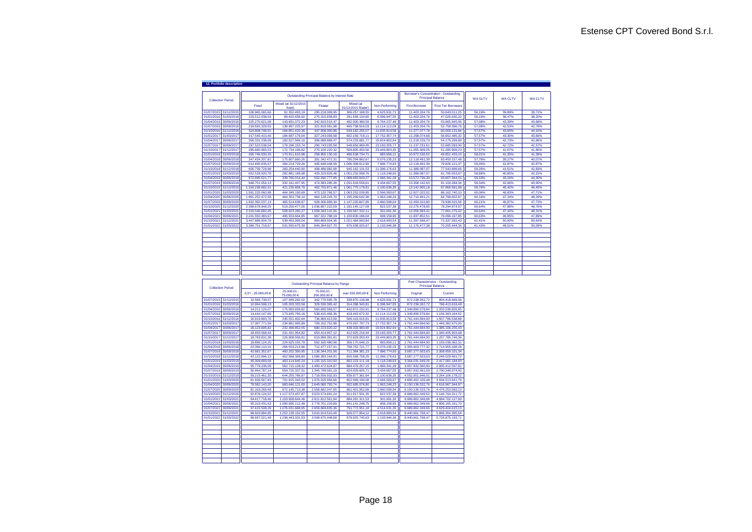## 12. Portfolio description

| Collection Period | | Outstanding Principal Balance by Interest Rate | | | | | Borrower's Concentration - Outstanding Principal Balance | | WA OLTV | WA CLTV | WA CLTV |
|---|---|---|---|---|---|---|---|---|---|---|---|
| | | Fixed | Mixed (at 31/12/2015 fixed) | Floater | Mixed (at 31/12/2015 floater) | Non Performing | First Borrower | First Ten Borrowers | | | |
| 01/07/2015 | 31/12/2015 | 106.965.065,66 | 91.352.493,19 | 295.218.009,95 | 306.257.188,55 | 4.625.931,71 | 11.403.204,76 | 50.843.011,25 | 56,19% | 39,89% | 39,72% |
| 01/01/2016 | 31/03/2016 | 103.512.038,54 | 89.632.658,92 | 275.315.838,83 | 291.556.134,65 | 6.396.947,55 | 11.403.204,76 | 47.025.635,20 | 56,19% | 38,47% | 38,20% |
| 01/04/2016 | 30/06/2016 | 225.270.621,08 | 143.691.072,23 | 342.810.515,47 | 482.000.380,59 | 9.764.237,48 | 11.403.204,76 | 53.665.945,06 | 57,08% | 43,39% | 43,68% |
| 01/07/2016 | 30/09/2016 | 218.693.328,55 | 138.997.225,97 | 321.819.581,98 | 465.738.916,03 | 11.114.112,09 | 11.403.204,76 | 52.758.396,76 | 57,08% | 42,53% | 42,78% |
| 01/10/2016 | 31/12/2016 | 324.808.748,91 | 184.851.420,36 | 347.008.300,96 | 639.182.255,07 | 11.935.813,58 | 11.377.077,78 | 60.009.131,84 | 57,57% | 43,60% | 44,10% |
| 01/01/2017 | 31/03/2017 | 317.540.410,46 | 184.687.179,04 | 327.243.009,58 | 602.159.719,11 | 17.752.357,74 | 11.298.074,68 | 56.652.485,32 | 57,57% | 43,30% | 43,66% |
| 01/04/2017 | 30/06/2017 | 306.331.238,09 | 182.527.566,16 | 306.088.966,47 | 574.233.681,77 | 15.924.802,94 | 11.218.129,70 | 54.175.299,89 | 57,57% | 42,73% | 42,96% |
| 01/07/2017 | 30/09/2017 | 297.523.538,54 | 179.296.153,74 | 290.743.035,58 | 549.659.969,45 | 23.183.205,77 | 11.137.231,61 | 52.685.093,00 | 57,57% | 42,72% | 42,57% |
| 01/10/2017 | 31/12/2017 | 285.680.965,53 | 172.734.196,82 | 270.100.220,32 | 509.805.450,56 | 23.449.803,35 | 11.055.369,05 | 51.285.909,23 | 57,57% | 41,67% | 41,85% |
| 01/01/2018 | 31/03/2018 | 265.746.930,33 | 170.911.610,98 | 258.955.130,18 | 496.538.734,71 | 883.056,11 | 10.972.530,52 | 49.851.433,10 | 58,01% | 41,35% | 41,39% |
| 01/04/2018 | 30/06/2018 | 347.434.207,81 | 175.807.660,26 | 391.342.472,31 | 795.294.862,67 | 5.076.235,23 | 12.118.491,39 | 83.450.157,48 | 57,78% | 39,27% | 40,07% |
| 01/07/2018 | 30/09/2018 | 614.490.635,67 | 284.214.729,26 | 445.648.048,58 | 1.006.308.912,90 | 7.996.774,93 | 12.118.491,39 | 79.826.121,37 | 59,05% | 41,87% | 42,87% |
| 01/10/2018 | 31/12/2018 | 600.739.729,98 | 283.254.440,90 | 408.486.982,68 | 945.162.131,53 | 11.386.176,63 | 11.389.087,07 | 77.543.899,66 | 59,26% | 41,51% | 42,83% |
| 01/01/2019 | 31/03/2019 | 652.528.920,78 | 282.881.189,98 | 429.319.826,48 | 1.051.232.998,76 | 1.118.248,93 | 11.389.087,07 | 81.795.553,67 | 58,86% | 40,85% | 42,15% |
| 01/04/2019 | 30/06/2019 | 972.695.521,77 | 339.766.014,44 | 502.290.777,05 | 1.088.693.943,27 | 1.966.341,28 | 13.572.736,30 | 93.607.344,01 | 59,33% | 43,16% | 44,30% |
| 01/07/2019 | 30/09/2019 | 948.751.054,13 | 332.161.407,95 | 474.383.285,26 | 1.031.618.559,61 | 3.434.667,55 | 13.358.142,63 | 91.104.284,34 | 59,34% | 42,66% | 43,95% |
| 01/10/2019 | 31/12/2019 | 1.316.238.682,01 | 421.235.808,79 | 462.755.871,45 | 1.061.775.179,81 | 2.100.636,35 | 13.142.905,18 | 87.856.581,99 | 59,78% | 45,42% | 46,45% |
| 01/01/2020 | 31/03/2020 | 1.591.225.060,98 | 464.349.190,69 | 473.120.766,57 | 1.063.252.039,85 | 2.566.583,67 | 12.927.022,02 | 86.162.740,10 | 60,06% | 46,83% | 47,71% |
| 01/04/2020 | 30/06/2020 | 1.991.252.472,58 | 464.353.738,10 | 964.128.243,70 | 1.195.289.642,36 | 1.963.248,23 | 12.710.491,21 | 84.798.652,87 | 60,16% | 47,24% | 48,29% |
| 01/07/2020 | 30/09/2020 | 1.932.350.537,13 | 465.514.638,87 | 928.306.399,34 | 1.147.220.807,85 | 2.860.599,94 | 12.493.310,80 | 79.938.315,56 | 60,21% | 46,87% | 47,73% |
| 01/10/2020 | 31/12/2020 | 2.398.678.948,25 | 519.250.477,05 | 1.036.867.222,59 | 1.191.145.127,09 | 822.537,38 | 12.275.478,85 | 78.294.874,97 | 60,64% | 47,88% | 48,76% |
| 01/01/2021 | 31/03/2021 | 2.319.546.682,45 | 508.923.280,27 | 1.009.343.141,56 | 1.156.587.332,11 | 301.691,30 | 12.056.993,41 | 77.661.275,02 | 60,64% | 47,42% | 48,31% |
| 01/04/2021 | 30/06/2021 | 2.241.550.383,67 | 495.553.664,85 | 967.322.788,19 | 1.100.830.186,04 | 908.158,95 | 11.837.852,51 | 76.096.197,85 | 60,63% | 46,95% | 47,89% |
| 01/10/2021 | 31/12/2021 | 3.447.886.904,76 | 539.493.999,04 | 884.869.504,36 | 1.021.484.993,84 | 2.618.993,54 | 11.397.596,47 | 72.337.592,43 | 61,41% | 50,00% | 50,64% |
| 01/01/2022 | 31/03/2022 | 3.368.751.718,57 | 531.555.675,39 | 849.394.927,70 | 976.038.925,67 | 1.133.946,38 | 11.176.477,38 | 70.205.444,35 | 61,43% | 49,51% | 50,09% |

| Collection Period | | Outstanding Principal Balance by Range | | | | | Pool Characteristics - Outstanding Principal Balance | |
|---|---|---|---|---|---|---|---|---|
| | | 0,01 - 25.000,00 € | 25.000,01 - 75.000,00 € | 75.000,01 - 250.000,00 € | over 250.000,00 € | Non Performing | Original | Current |
| 01/07/2015 | 31/12/2015 | 10.566.739,57 | 107.585.282,02 | 342.770.595,78 | 338.870.139,98 | 4.625.931,71 | 872.238.262,72 | 804.418.689,06 |
| 01/01/2016 | 31/03/2016 | 10.994.598,13 | 105.203.333,58 | 329.530.395,42 | 314.288.343,81 | 6.396.947,55 | 872.238.262,72 | 766.413.618,49 |
| 01/04/2016 | 30/06/2016 | 14.211.129,07 | 175.993.658,82 | 560.695.568,57 | 442.872.232,91 | 9.764.237,48 | 1.349.890.578,84 | 1.203.536.826,85 |
| 01/07/2016 | 30/09/2016 | 14.444.147,69 | 173.945.766,16 | 538.415.466,36 | 418.443.672,32 | 11.114.112,09 | 1.349.890.578,84 | 1.156.363.164,62 |
| 01/10/2016 | 31/12/2016 | 16.919.893,76 | 235.551.402,64 | 736.960.413,09 | 506.419.015,81 | 11.935.813,58 | 1.761.444.694,90 | 1.507.786.538,88 |
| 01/01/2017 | 31/03/2017 | 17.397.771,59 | 234.861.995,89 | 709.102.752,98 | 470.267.797,73 | 17.752.357,74 | 1.761.444.694,90 | 1.449.382.675,93 |
| 01/04/2017 | 30/06/2017 | 18.123.695,82 | 232.499.852,55 | 680.223.920,22 | 438.333.983,90 | 15.924.802,94 | 1.761.444.694,90 | 1.385.106.255,43 |
| 01/07/2017 | 30/09/2017 | 18.450.568,43 | 231.431.954,82 | 654.414.957,12 | 412.925.216,94 | 23.183.205,77 | 1.761.444.694,90 | 1.340.405.903,08 |
| 01/10/2017 | 31/12/2017 | 18.783.831,38 | 226.908.556,81 | 619.999.391,61 | 372.629.053,41 | 23.449.803,35 | 1.761.444.694,90 | 1.257.785.746,36 |
| 01/01/2018 | 31/03/2018 | 18.896.124,20 | 224.925.155,79 | 592.160.480,06 | 356.170.646,15 | 883.056,11 | 1.761.444.694,90 | 1.193.036.362,31 |
| 01/04/2018 | 30/06/2018 | 22.096.110,31 | 266.553.213,96 | 712.477.157,01 | 708.752.721,77 | 5.076.235,23 | 2.355.903.777,32 | 1.714.955.438,28 |
| 01/07/2018 | 30/09/2018 | 42.681.352,67 | 460.252.390,95 | 1.136.344.201,56 | 711.384.381,23 | 7.996.774,93 | 3.087.277.503,63 | 2.358.659.101,34 |
| 01/10/2018 | 31/12/2018 | 43.122.996,13 | 452.568.365,80 | 1.086.383.164,91 | 655.568.758,25 | 11.386.176,63 | 3.087.277.503,63 | 2.249.029.461,72 |
| 01/01/2019 | 31/03/2019 | 45.309.669,08 | 463.114.845,24 | 1.105.315.310,50 | 802.223.111,18 | 1.118.248,93 | 3.364.031.949,26 | 2.417.081.184,93 |
| 01/04/2019 | 30/06/2019 | 55.779.236,09 | 562.715.128,32 | 1.400.472.624,97 | 884.479.267,15 | 1.966.341,28 | 3.957.832.560,90 | 2.905.412.597,81 |
| 01/07/2019 | 30/09/2019 | 56.464.787,14 | 559.720.337,91 | 1.345.799.581,19 | 824.929.600,71 | 3.434.667,55 | 3.957.832.561,00 | 2.790.348.974,50 |
| 01/10/2019 | 31/12/2019 | 59.215.461,33 | 644.255.786,87 | 1.718.556.932,03 | 839.977.361,64 | 2.100.636,35 | 4.552.951.946,01 | 3.264.106.178,22 |
| 01/01/2020 | 31/03/2020 | 61.936.567,83 | 701.915.343,52 | 1.976.025.956,66 | 852.069.190,08 | 2.566.583,67 | 4.995.462.109,48 | 3.594.513.641,76 |
| 01/04/2020 | 30/06/2020 | 79.582.143,20 | 983.646.121,00 | 2.649.080.755,74 | 902.695.076,80 | 1.963.248,23 | 6.150.136.532,76 | 4.616.967.344,97 |
| 01/07/2020 | 30/09/2020 | 81.163.269,48 | 972.145.713,38 | 2.558.682.047,65 | 861.401.952,68 | 2.860.599,94 | 6.150.136.533,76 | 4.476.253.583,13 |
| 01/10/2020 | 31/12/2020 | 92.876.124,52 | 1.117.573.457,87 | 3.023.574.691,24 | 911.917.501,35 | 822.537,38 | 6.989.862.349,52 | 5.146.764.311,72 |
| 01/01/2021 | 31/03/2021 | 94.417.718,46 | 1.103.908.844,46 | 2.911.812.561,94 | 884.261.311,53 | 301.691,30 | 6.989.862.349,66 | 4.994.702.127,69 |
| 01/04/2021 | 30/06/2021 | 95.319.431,63 | 1.090.095.112,48 | 2.778.701.229,89 | 841.141.248,75 | 908.158,95 | 6.989.862.349,66 | 4.806.165.181,70 |
| 01/07/2021 | 30/09/2021 | 97.415.508,29 | 1.076.031.688,95 | 2.659.669.835,36 | 791.772.951,18 | 4.514.631,35 | 6.989.862.349,66 | 4.629.404.615,13 |
| 01/10/2021 | 31/12/2021 | 98.603.884,85 | 1.252.139.152,55 | 3.616.914.510,48 | 926.077.854,12 | 2.618.993,54 | 8.440.661.768,47 | 5.896.354.395,54 |
| 01/01/2022 | 31/03/2022 | 99.697.021,49 | 1.238.443.031,53 | 3.508.675.448,68 | 878.925.745,63 | 1.133.946,38 | 8.440.661.768,47 | 5.726.875.193,71 |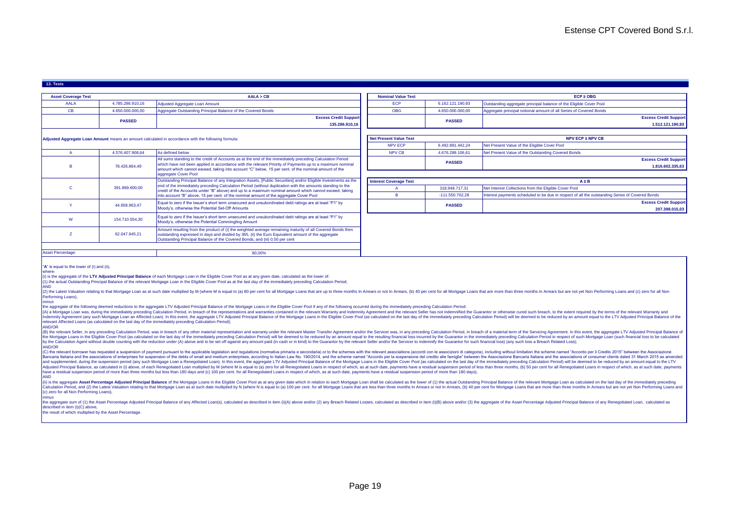## 13. Tests

| Asset Coverage Test | | AALA > CB |
|---|---|---|
| AALA | 4.785.286.910,16 | Adjusted Aggregate Loan Amount |
| CB | 4.650.000.000,00 | Aggregate Outstanding Principal Balance of the Covered Bonds |
| | **PASSED** | **Excess Credit Support** 135.286.910,16 |

**Adjusted Aggregate Loan Amount** means an amount calculated in accordance with the following formula:

| | | |
|---|---|---|
| A | 4.576.407.908,64 | As defined below |
| B | 78.426.864,49 | All sums standing to the credit of Accounts as at the end of the immediately preceding Calculation Period which have not been applied in accordance with the relevant Priority of Payments up to a maximum nominal amount which cannot exceed, taking into account "C" below, 15 per cent. of the nominal amount of the aggregate Cover Pool |
| C | 391.869.600,00 | Outstanding Principal Balance of any Integration Assets, [Public Securities] and/or Eligible Investments as the end of the immediately preceding Calculation Period (without duplication with the amounts standing to the credit of the Accounts under "B" above) and up to a maximum nominal amount which cannot exceed, taking into account "B" above, 15 per cent. of the nominal amount of the aggregate Cover Pool |
| Y | 44.658.963,47 | Equal to zero if the Issuer's short term unsecured and unsubordinated debt ratings are at least "P1" by Moody's, otherwise the Potential Set-Off Amounts |
| W | 154.710.554,30 | Equal to zero if the Issuer's short term unsecured and unsubordinated debt ratings are at least "P1" by Moody's, otherwise the Potential Commingling Amount |
| Z | 62.047.945,21 | Amount resulting from the product of (i) the weighted average remaining maturity of all Covered Bonds then outstanding expressed in days and divided by 365, (ii) the Euro Equivalent amount of the aggregate Outstanding Principal Balance of the Covered Bonds, and (iii) 0.50 per cent |
| Asset Percentage: | | 80,00% |

| Nominal Value Test | | ECP ≥ OBG |
|---|---|---|
| ECP | 6.162.121.190,93 | Outstanding aggregate principal balance of the Eligible Cover Pool |
| OBG | 4.650.000.000,00 | Aggregate principal notional amount of all Series of Covered Bonds |
| | **PASSED** | **Excess Credit Support** 1.512.121.190,93 |

| Net Present Value Test | | NPV ECP ≥ NPV CB |
|---|---|---|
| NPV ECP | 6.492.891.442,24 | Net Present Value of the Eligible Cover Pool |
| NPV CB | 4.676.289.106,61 | Net Present Value of the Outstanding Covered Bonds |
| | **PASSED** | **Excess Credit Support** 1.816.602.335,63 |

| Interest Coverage Test | | A ≥ B |
|---|---|---|
| A | 318.948.717,31 | Net Interest Collections from the Eligible Cover Pool |
| B | -111.550.702,28 | Interest payments scheduled to be due in respect of all the outstanding Series of Covered Bonds |
| | **PASSED** | **Excess Credit Support** 207.398.015,03 |

"**A**" is equal to the lower of (i) and (ii),

where:

(i) is the aggregate of the **LTV Adjusted Principal Balance** of each Mortgage Loan in the Eligible Cover Pool as at any given date, calculated as the lower of:

(1) the actual Outstanding Principal Balance of the relevant Mortgage Loan in the Eligible Cover Pool as at the last day of the immediately preceding Calculation Period;

AND

(2) the Latest Valuation relating to that Mortgage Loan as at such date multiplied by M (where M is equal to (a) 80 per cent for all Mortgage Loans that are up to three months In Arrears or not In Arrears, (b) 40 per cent for all Mortgage Loans that are more than three months In Arrears but are not yet Non Performing Loans and (c) zero for all Non Performing Loans),

*minus*

the aggregate of the following deemed reductions to the aggregate LTV Adjusted Principal Balance of the Mortgage Loans in the Eligible Cover Pool if any of the following occurred during the immediately preceding Calculation Period:

(A) a Mortgage Loan was, during the immediately preceding Calculation Period, in breach of the representations and warranties contained in the relevant Warranty and Indemnity Agreement and the relevant Seller has not indemnified the Guarantor or otherwise cured such breach, to the extent required by the terms of the relevant Warranty and Indemnity Agreement (any such Mortgage Loan an Affected Loan). In this event, the aggregate LTV Adjusted Principal Balance of the Mortgage Loans in the Eligible Cover Pool (as calculated on the last day of the immediately preceding Calculation Period) will be deemed to be reduced by an amount equal to the LTV Adjusted Principal Balance of the relevant Affected Loans (as calculated on the last day of the immediately preceding Calculation Period);

AND/OR

(B) the relevant Seller, in any preceding Calculation Period, was in breach of any other material representation and warranty under the relevant Master Transfer Agreement and/or the Servicer was, in any preceding Calculation Period, in breach of a material term of the Servicing Agreement. In this event, the aggregate LTV Adjusted Principal Balance of the Mortgage Loans in the Eligible Cover Pool (as calculated on the last day of the immediately preceding Calculation Period) will be deemed to be reduced by an amount equal to the resulting financial loss incurred by the Guarantor in the immediately preceding Calculation Period in respect of such Mortgage Loan (such financial loss to be calculated by the Calculation Agent without double counting with the reduction under (A) above and to be set off against any amount paid (in cash or in kind) to the Guarantor by the relevant Seller and/or the Servicer to indemnify the Guarantor for such financial loss) (any such loss a Breach Related Loss);

AND/OR

(C) the relevant borrower has requested a suspension of payment pursuant to the applicable legislation and regulations (normativa primaria e secondaria) or to the schemes with the relevant associations (accordi con le associazioni di categoria), including without limitation the scheme named "Accordo per il Credito 2015" between the Associazione Bancaria Italiana and the associations of enterprises for suspension of the debts of small and medium enterprises, according to Italian Law No. 190/2014, and the scheme named "Accordo per la sospensione del credito alle famiglie" between the Associazione Bancaria Italiana and the associations of consumer clients dated 31 March 2015 as amended and supplemented, during the suspension period (any such Mortgage Loan a Renegotiated Loan). In this event, the aggregate LTV Adjusted Principal Balance of the Mortgage Loans in the Eligible Cover Pool (as calculated on the last day of the immediately preceding Calculation Period) will be deemed to be reduced by an amount equal to the LTV Adjusted Principal Balance, as calculated in (i) above, of each Renegotiated Loan multiplied by M (where M is equal to (a) zero for all Renegotiated Loans in respect of which, as at such date, payments have a residual suspension period of less than three months, (b) 50 per cent for all Renegotiated Loans in respect of which, as at such date, payments have a residual suspension period of more than three months but less than 180 days and (c) 100 per cent. for all Renegotiated Loans in respect of which, as at such date, payments have a residual suspension period of more than 180 days);

AND

(ii) is the aggregate **Asset Percentage Adjusted Principal Balance** of the Mortgage Loans in the Eligible Cover Pool as at any given date which in relation to each Mortgage Loan shall be calculated as the lower of (1) the actual Outstanding Principal Balance of the relevant Mortgage Loan as calculated on the last day of the immediately preceding Calculation Period, and (2) the Latest Valuation relating to that Mortgage Loan as at such date multiplied by N (where N is equal to (a) 100 per cent. for all Mortgage Loans that are less than three months In Arrears or not In Arrears, (b) 40 per cent for Mortgage Loans that are more than three months In Arrears but are not yet Non Performing Loans and (c) zero for all Non Performing Loans),

*minus*

the aggregate sum of (1) the Asset Percentage Adjusted Principal Balance of any Affected Loan(s), calculated as described in item (i)(A) above and/or (2) any Breach Related Losses, calculated as described in item (i)(B) above and/or (3) the aggregate of the Asset Percentage Adjusted Principal Balance of any Renegotiated Loan, calculated as described in item (i)(C) above,

the result of which multiplied by the Asset Percentage.